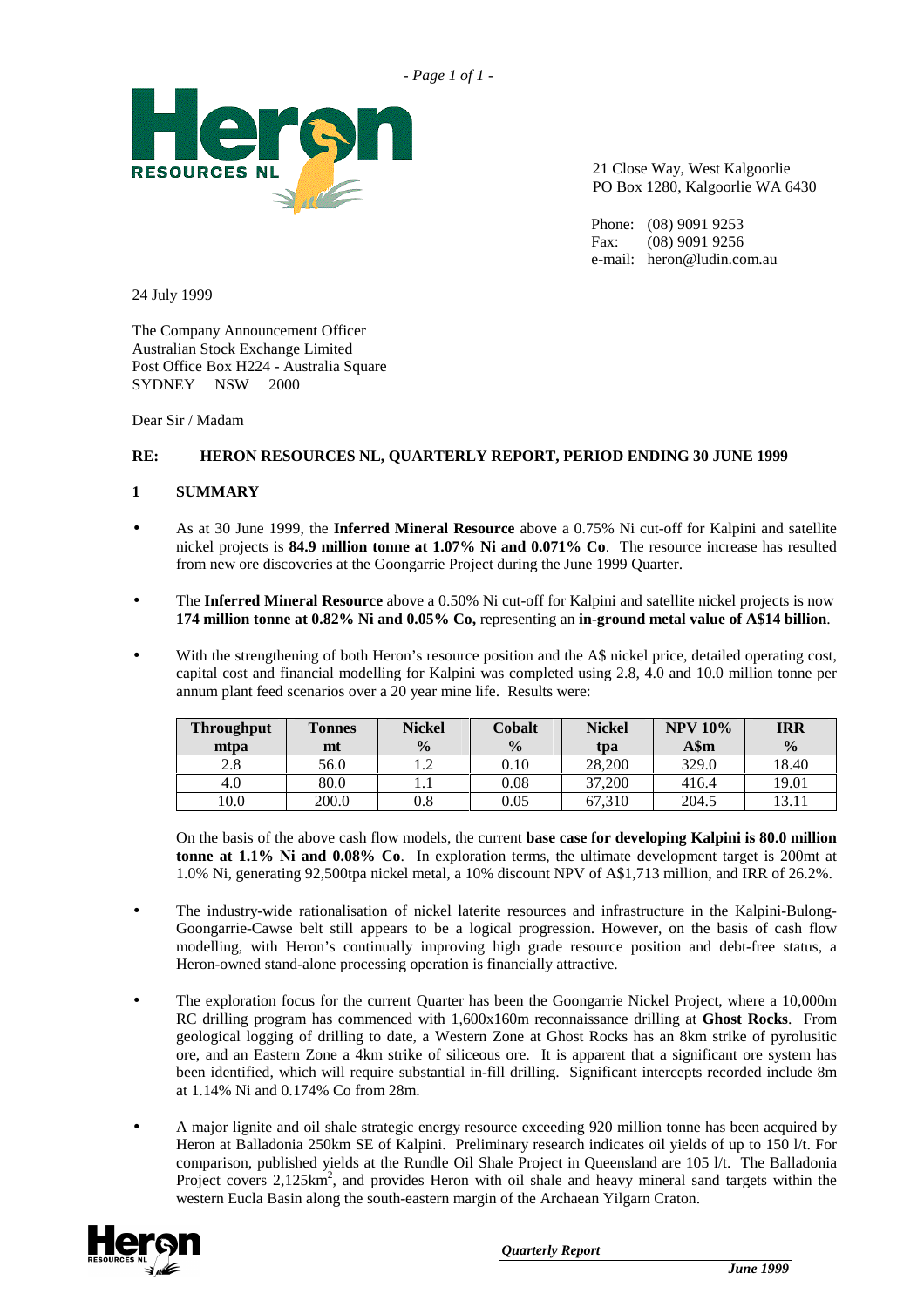21 Close Way, West Kalgoorlie
PO Box 1280, Kalgoorlie WA 6430

Phone: (08) 9091 9253
Fax: (08) 9091 9256
e-mail: heron@ludin.com.au

24 July 1999

The Company Announcement Officer
Australian Stock Exchange Limited
Post Office Box H224 - Australia Square
SYDNEY NSW 2000

Dear Sir / Madam

**RE: HERON RESOURCES NL, QUARTERLY REPORT, PERIOD ENDING 30 JUNE 1999**

## 1 SUMMARY

- As at 30 June 1999, the **Inferred Mineral Resource** above a 0.75% Ni cut-off for Kalpini and satellite nickel projects is **84.9 million tonne at 1.07% Ni and 0.071% Co**. The resource increase has resulted from new ore discoveries at the Goongarrie Project during the June 1999 Quarter.

- The **Inferred Mineral Resource** above a 0.50% Ni cut-off for Kalpini and satellite nickel projects is now **174 million tonne at 0.82% Ni and 0.05% Co,** representing an **in-ground metal value of A$14 billion**.

- With the strengthening of both Heron's resource position and the A$ nickel price, detailed operating cost, capital cost and financial modelling for Kalpini was completed using 2.8, 4.0 and 10.0 million tonne per annum plant feed scenarios over a 20 year mine life. Results were:

| Throughput mtpa | Tonnes mt | Nickel % | Cobalt % | Nickel tpa | NPV 10% A$m | IRR % |
|---|---|---|---|---|---|---|
| 2.8 | 56.0 | 1.2 | 0.10 | 28,200 | 329.0 | 18.40 |
| 4.0 | 80.0 | 1.1 | 0.08 | 37,200 | 416.4 | 19.01 |
| 10.0 | 200.0 | 0.8 | 0.05 | 67,310 | 204.5 | 13.11 |

  On the basis of the above cash flow models, the current **base case for developing Kalpini is 80.0 million tonne at 1.1% Ni and 0.08% Co**. In exploration terms, the ultimate development target is 200mt at 1.0% Ni, generating 92,500tpa nickel metal, a 10% discount NPV of A$1,713 million, and IRR of 26.2%.

- The industry-wide rationalisation of nickel laterite resources and infrastructure in the Kalpini-Bulong-Goongarrie-Cawse belt still appears to be a logical progression. However, on the basis of cash flow modelling, with Heron's continually improving high grade resource position and debt-free status, a Heron-owned stand-alone processing operation is financially attractive.

- The exploration focus for the current Quarter has been the Goongarrie Nickel Project, where a 10,000m RC drilling program has commenced with 1,600x160m reconnaissance drilling at **Ghost Rocks**. From geological logging of drilling to date, a Western Zone at Ghost Rocks has an 8km strike of pyrolusitic ore, and an Eastern Zone a 4km strike of siliceous ore. It is apparent that a significant ore system has been identified, which will require substantial in-fill drilling. Significant intercepts recorded include 8m at 1.14% Ni and 0.174% Co from 28m.

- A major lignite and oil shale strategic energy resource exceeding 920 million tonne has been acquired by Heron at Balladonia 250km SE of Kalpini. Preliminary research indicates oil yields of up to 150 l/t. For comparison, published yields at the Rundle Oil Shale Project in Queensland are 105 l/t. The Balladonia Project covers 2,125km$^2$, and provides Heron with oil shale and heavy mineral sand targets within the western Eucla Basin along the south-eastern margin of the Archaean Yilgarn Craton.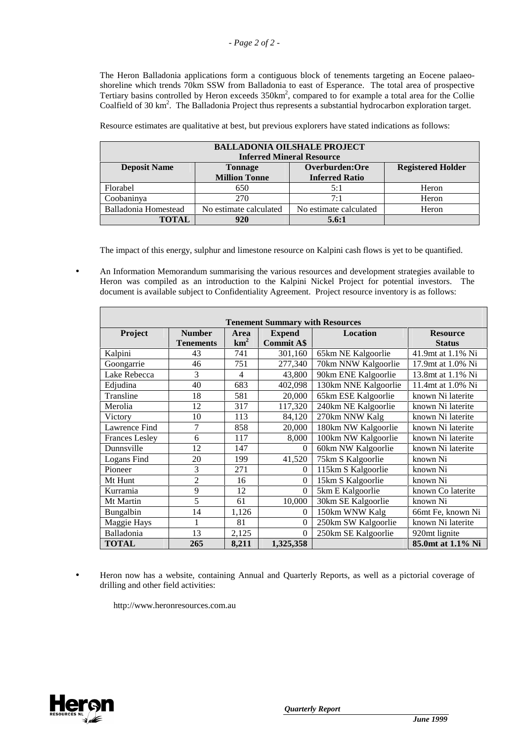The Heron Balladonia applications form a contiguous block of tenements targeting an Eocene palaeo-shoreline which trends 70km SSW from Balladonia to east of Esperance. The total area of prospective Tertiary basins controlled by Heron exceeds 350km$^2$, compared to for example a total area for the Collie Coalfield of 30 km$^2$. The Balladonia Project thus represents a substantial hydrocarbon exploration target.

Resource estimates are qualitative at best, but previous explorers have stated indications as follows:

| BALLADONIA OILSHALE PROJECT Inferred Mineral Resource | | | |
|---|---|---|---|
| **Deposit Name** | **Tonnage Million Tonne** | **Overburden:Ore Inferred Ratio** | **Registered Holder** |
| Florabel | 650 | 5:1 | Heron |
| Coobaninya | 270 | 7:1 | Heron |
| Balladonia Homestead | No estimate calculated | No estimate calculated | Heron |
| **TOTAL** | **920** | **5.6:1** | |

The impact of this energy, sulphur and limestone resource on Kalpini cash flows is yet to be quantified.

- An Information Memorandum summarising the various resources and development strategies available to Heron was compiled as an introduction to the Kalpini Nickel Project for potential investors. The document is available subject to Confidentiality Agreement. Project resource inventory is as follows:

| Tenement Summary with Resources | | | | | |
|---|---|---|---|---|---|
| **Project** | **Number Tenements** | **Area km$^2$** | **Expend Commit A$** | **Location** | **Resource Status** |
| Kalpini | 43 | 741 | 301,160 | 65km NE Kalgoorlie | 41.9mt at 1.1% Ni |
| Goongarrie | 46 | 751 | 277,340 | 70km NNW Kalgoorlie | 17.9mt at 1.0% Ni |
| Lake Rebecca | 3 | 4 | 43,800 | 90km ENE Kalgoorlie | 13.8mt at 1.1% Ni |
| Edjudina | 40 | 683 | 402,098 | 130km NNE Kalgoorlie | 11.4mt at 1.0% Ni |
| Transline | 18 | 581 | 20,000 | 65km ESE Kalgoorlie | known Ni laterite |
| Merolia | 12 | 317 | 117,320 | 240km NE Kalgoorlie | known Ni laterite |
| Victory | 10 | 113 | 84,120 | 270km NNW Kalg | known Ni laterite |
| Lawrence Find | 7 | 858 | 20,000 | 180km NW Kalgoorlie | known Ni laterite |
| Frances Lesley | 6 | 117 | 8,000 | 100km NW Kalgoorlie | known Ni laterite |
| Dunnsville | 12 | 147 | 0 | 60km NW Kalgoorlie | known Ni laterite |
| Logans Find | 20 | 199 | 41,520 | 75km S Kalgoorlie | known Ni |
| Pioneer | 3 | 271 | 0 | 115km S Kalgoorlie | known Ni |
| Mt Hunt | 2 | 16 | 0 | 15km S Kalgoorlie | known Ni |
| Kurramia | 9 | 12 | 0 | 5km E Kalgoorlie | known Co laterite |
| Mt Martin | 5 | 61 | 10,000 | 30km SE Kalgoorlie | known Ni |
| Bungalbin | 14 | 1,126 | 0 | 150km WNW Kalg | 66mt Fe, known Ni |
| Maggie Hays | 1 | 81 | 0 | 250km SW Kalgoorlie | known Ni laterite |
| Balladonia | 13 | 2,125 | 0 | 250km SE Kalgoorlie | 920mt lignite |
| **TOTAL** | **265** | **8,211** | **1,325,358** | | **85.0mt at 1.1% Ni** |

- Heron now has a website, containing Annual and Quarterly Reports, as well as a pictorial coverage of drilling and other field activities:

  http://www.heronresources.com.au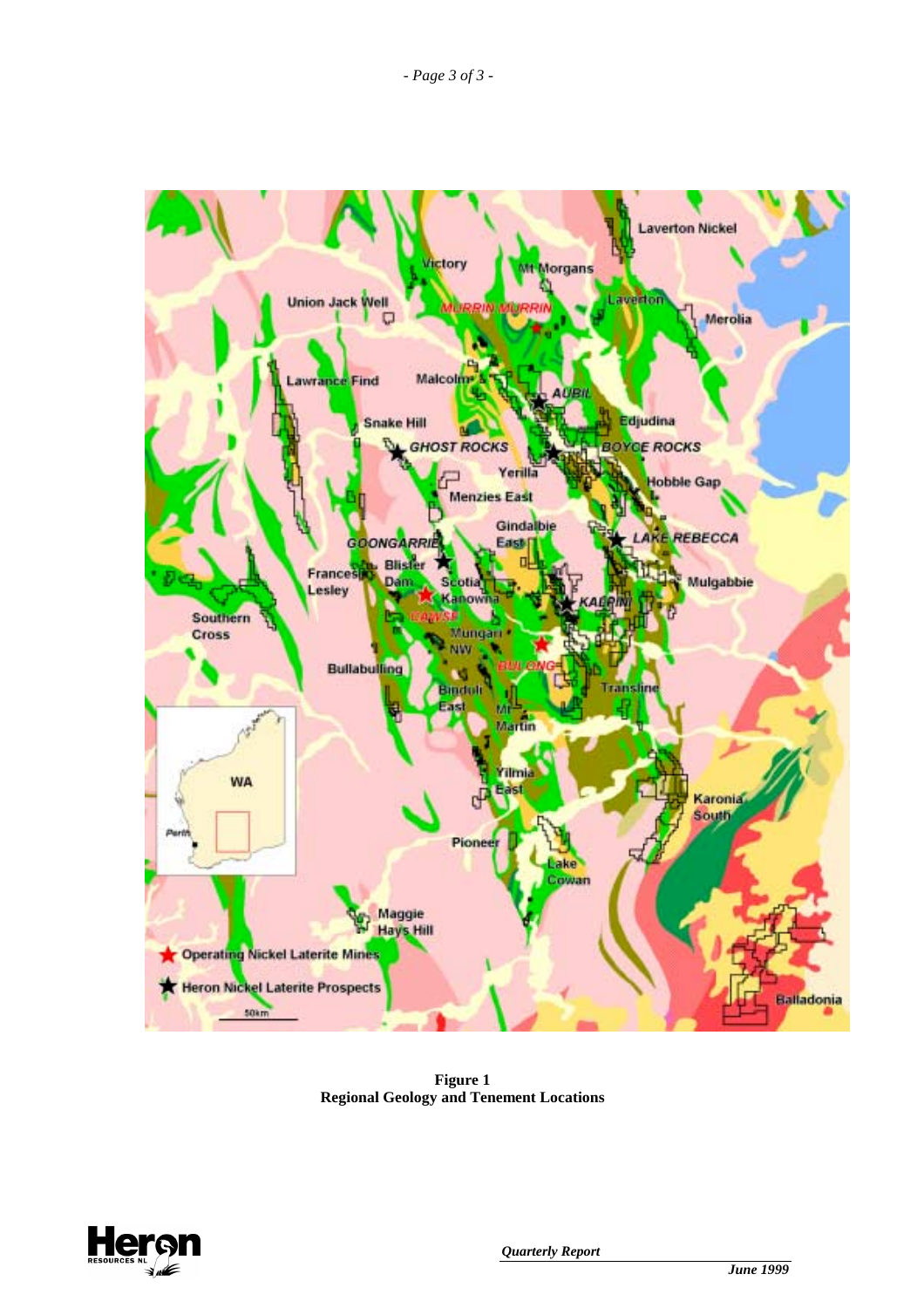**Figure 1**
**Regional Geology and Tenement Locations**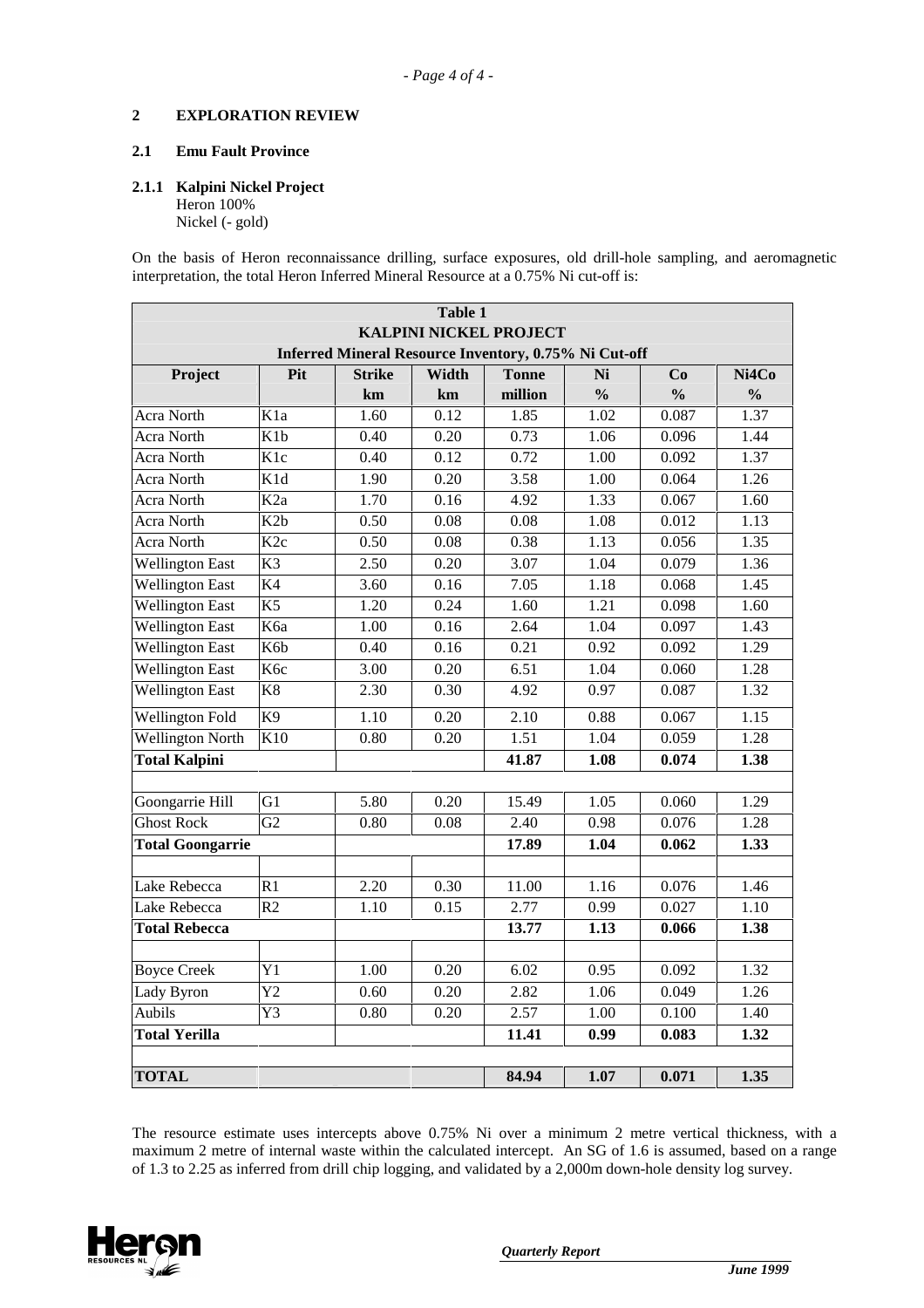## 2 EXPLORATION REVIEW

### 2.1 Emu Fault Province

#### 2.1.1 Kalpini Nickel Project

Heron 100%
Nickel (- gold)

On the basis of Heron reconnaissance drilling, surface exposures, old drill-hole sampling, and aeromagnetic interpretation, the total Heron Inferred Mineral Resource at a 0.75% Ni cut-off is:

**Table 1**
**KALPINI NICKEL PROJECT**
**Inferred Mineral Resource Inventory, 0.75% Ni Cut-off**

| Project | Pit | Strike km | Width km | Tonne million | Ni % | Co % | Ni4Co % |
|---|---|---|---|---|---|---|---|
| Acra North | K1a | 1.60 | 0.12 | 1.85 | 1.02 | 0.087 | 1.37 |
| Acra North | K1b | 0.40 | 0.20 | 0.73 | 1.06 | 0.096 | 1.44 |
| Acra North | K1c | 0.40 | 0.12 | 0.72 | 1.00 | 0.092 | 1.37 |
| Acra North | K1d | 1.90 | 0.20 | 3.58 | 1.00 | 0.064 | 1.26 |
| Acra North | K2a | 1.70 | 0.16 | 4.92 | 1.33 | 0.067 | 1.60 |
| Acra North | K2b | 0.50 | 0.08 | 0.08 | 1.08 | 0.012 | 1.13 |
| Acra North | K2c | 0.50 | 0.08 | 0.38 | 1.13 | 0.056 | 1.35 |
| Wellington East | K3 | 2.50 | 0.20 | 3.07 | 1.04 | 0.079 | 1.36 |
| Wellington East | K4 | 3.60 | 0.16 | 7.05 | 1.18 | 0.068 | 1.45 |
| Wellington East | K5 | 1.20 | 0.24 | 1.60 | 1.21 | 0.098 | 1.60 |
| Wellington East | K6a | 1.00 | 0.16 | 2.64 | 1.04 | 0.097 | 1.43 |
| Wellington East | K6b | 0.40 | 0.16 | 0.21 | 0.92 | 0.092 | 1.29 |
| Wellington East | K6c | 3.00 | 0.20 | 6.51 | 1.04 | 0.060 | 1.28 |
| Wellington East | K8 | 2.30 | 0.30 | 4.92 | 0.97 | 0.087 | 1.32 |
| Wellington Fold | K9 | 1.10 | 0.20 | 2.10 | 0.88 | 0.067 | 1.15 |
| Wellington North | K10 | 0.80 | 0.20 | 1.51 | 1.04 | 0.059 | 1.28 |
| **Total Kalpini** | | | | **41.87** | **1.08** | **0.074** | **1.38** |
| | | | | | | | |
| Goongarrie Hill | G1 | 5.80 | 0.20 | 15.49 | 1.05 | 0.060 | 1.29 |
| Ghost Rock | G2 | 0.80 | 0.08 | 2.40 | 0.98 | 0.076 | 1.28 |
| **Total Goongarrie** | | | | **17.89** | **1.04** | **0.062** | **1.33** |
| | | | | | | | |
| Lake Rebecca | R1 | 2.20 | 0.30 | 11.00 | 1.16 | 0.076 | 1.46 |
| Lake Rebecca | R2 | 1.10 | 0.15 | 2.77 | 0.99 | 0.027 | 1.10 |
| **Total Rebecca** | | | | **13.77** | **1.13** | **0.066** | **1.38** |
| | | | | | | | |
| Boyce Creek | Y1 | 1.00 | 0.20 | 6.02 | 0.95 | 0.092 | 1.32 |
| Lady Byron | Y2 | 0.60 | 0.20 | 2.82 | 1.06 | 0.049 | 1.26 |
| Aubils | Y3 | 0.80 | 0.20 | 2.57 | 1.00 | 0.100 | 1.40 |
| **Total Yerilla** | | | | **11.41** | **0.99** | **0.083** | **1.32** |
| | | | | | | | |
| **TOTAL** | | | | **84.94** | **1.07** | **0.071** | **1.35** |

The resource estimate uses intercepts above 0.75% Ni over a minimum 2 metre vertical thickness, with a maximum 2 metre of internal waste within the calculated intercept. An SG of 1.6 is assumed, based on a range of 1.3 to 2.25 as inferred from drill chip logging, and validated by a 2,000m down-hole density log survey.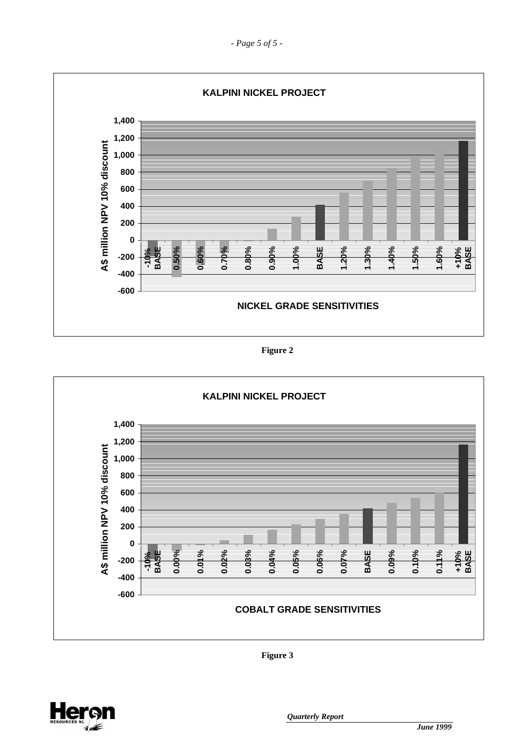**KALPINI NICKEL PROJECT**

A$ million NPV 10% discount

NICKEL GRADE SENSITIVITIES

| Nickel grade | -10% BASE | 0.50% | 0.60% | 0.70% | 0.80% | 0.90% | 1.00% | BASE | 1.20% | 1.30% | 1.40% | 1.50% | 1.60% | +10% BASE |
|---|---|---|---|---|---|---|---|---|---|---|---|---|---|---|

**Figure 2**

**KALPINI NICKEL PROJECT**

A$ million NPV 10% discount

COBALT GRADE SENSITIVITIES

| Cobalt grade | -10% BASE | 0.00% | 0.01% | 0.02% | 0.03% | 0.04% | 0.05% | 0.06% | 0.07% | BASE | 0.09% | 0.10% | 0.11% | +10% BASE |
|---|---|---|---|---|---|---|---|---|---|---|---|---|---|---|

**Figure 3**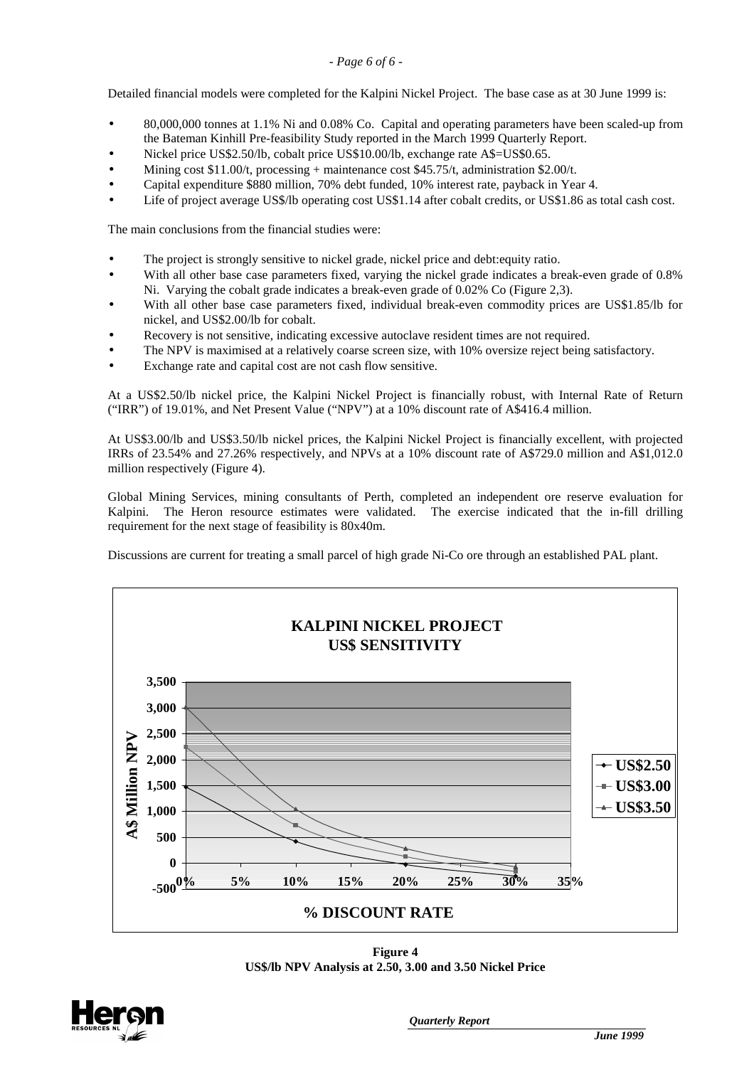Detailed financial models were completed for the Kalpini Nickel Project. The base case as at 30 June 1999 is:

- 80,000,000 tonnes at 1.1% Ni and 0.08% Co. Capital and operating parameters have been scaled-up from the Bateman Kinhill Pre-feasibility Study reported in the March 1999 Quarterly Report.
- Nickel price US$2.50/lb, cobalt price US$10.00/lb, exchange rate A$=US$0.65.
- Mining cost $11.00/t, processing + maintenance cost $45.75/t, administration $2.00/t.
- Capital expenditure $880 million, 70% debt funded, 10% interest rate, payback in Year 4.
- Life of project average US$/lb operating cost US$1.14 after cobalt credits, or US$1.86 as total cash cost.

The main conclusions from the financial studies were:

- The project is strongly sensitive to nickel grade, nickel price and debt:equity ratio.
- With all other base case parameters fixed, varying the nickel grade indicates a break-even grade of 0.8% Ni. Varying the cobalt grade indicates a break-even grade of 0.02% Co (Figure 2,3).
- With all other base case parameters fixed, individual break-even commodity prices are US$1.85/lb for nickel, and US$2.00/lb for cobalt.
- Recovery is not sensitive, indicating excessive autoclave resident times are not required.
- The NPV is maximised at a relatively coarse screen size, with 10% oversize reject being satisfactory.
- Exchange rate and capital cost are not cash flow sensitive.

At a US$2.50/lb nickel price, the Kalpini Nickel Project is financially robust, with Internal Rate of Return ("IRR") of 19.01%, and Net Present Value ("NPV") at a 10% discount rate of A$416.4 million.

At US$3.00/lb and US$3.50/lb nickel prices, the Kalpini Nickel Project is financially excellent, with projected IRRs of 23.54% and 27.26% respectively, and NPVs at a 10% discount rate of A$729.0 million and A$1,012.0 million respectively (Figure 4).

Global Mining Services, mining consultants of Perth, completed an independent ore reserve evaluation for Kalpini. The Heron resource estimates were validated. The exercise indicated that the in-fill drilling requirement for the next stage of feasibility is 80x40m.

Discussions are current for treating a small parcel of high grade Ni-Co ore through an established PAL plant.

**KALPINI NICKEL PROJECT**
**US$ SENSITIVITY**

(Chart: A$ Million NPV versus % DISCOUNT RATE, for nickel prices US$2.50, US$3.00 and US$3.50)

**Figure 4**
**US$/lb NPV Analysis at 2.50, 3.00 and 3.50 Nickel Price**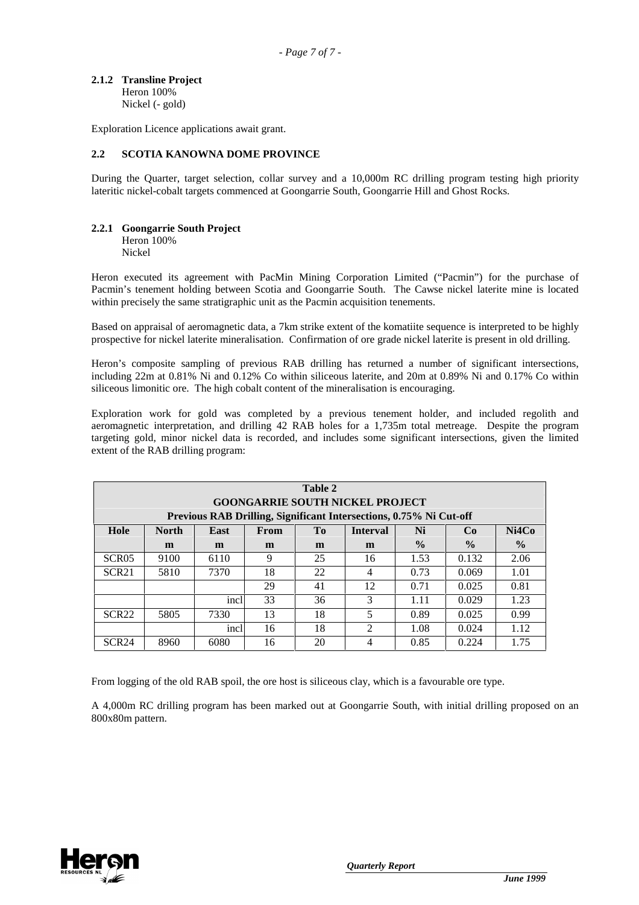### 2.1.2 Transline Project

Heron 100%
Nickel (- gold)

Exploration Licence applications await grant.

## 2.2 SCOTIA KANOWNA DOME PROVINCE

During the Quarter, target selection, collar survey and a 10,000m RC drilling program testing high priority lateritic nickel-cobalt targets commenced at Goongarrie South, Goongarrie Hill and Ghost Rocks.

### 2.2.1 Goongarrie South Project

Heron 100%
Nickel

Heron executed its agreement with PacMin Mining Corporation Limited ("Pacmin") for the purchase of Pacmin's tenement holding between Scotia and Goongarrie South. The Cawse nickel laterite mine is located within precisely the same stratigraphic unit as the Pacmin acquisition tenements.

Based on appraisal of aeromagnetic data, a 7km strike extent of the komatiite sequence is interpreted to be highly prospective for nickel laterite mineralisation. Confirmation of ore grade nickel laterite is present in old drilling.

Heron's composite sampling of previous RAB drilling has returned a number of significant intersections, including 22m at 0.81% Ni and 0.12% Co within siliceous laterite, and 20m at 0.89% Ni and 0.17% Co within siliceous limonitic ore. The high cobalt content of the mineralisation is encouraging.

Exploration work for gold was completed by a previous tenement holder, and included regolith and aeromagnetic interpretation, and drilling 42 RAB holes for a 1,735m total metreage. Despite the program targeting gold, minor nickel data is recorded, and includes some significant intersections, given the limited extent of the RAB drilling program:

**Table 2**
**GOONGARRIE SOUTH NICKEL PROJECT**
**Previous RAB Drilling, Significant Intersections, 0.75% Ni Cut-off**

| Hole | North | East | From | To | Interval | Ni | Co | Ni4Co |
|---|---|---|---|---|---|---|---|---|
| | m | m | m | m | m | % | % | % |
| SCR05 | 9100 | 6110 | 9 | 25 | 16 | 1.53 | 0.132 | 2.06 |
| SCR21 | 5810 | 7370 | 18 | 22 | 4 | 0.73 | 0.069 | 1.01 |
| | | | 29 | 41 | 12 | 0.71 | 0.025 | 0.81 |
| | | incl | 33 | 36 | 3 | 1.11 | 0.029 | 1.23 |
| SCR22 | 5805 | 7330 | 13 | 18 | 5 | 0.89 | 0.025 | 0.99 |
| | | incl | 16 | 18 | 2 | 1.08 | 0.024 | 1.12 |
| SCR24 | 8960 | 6080 | 16 | 20 | 4 | 0.85 | 0.224 | 1.75 |

From logging of the old RAB spoil, the ore host is siliceous clay, which is a favourable ore type.

A 4,000m RC drilling program has been marked out at Goongarrie South, with initial drilling proposed on an 800x80m pattern.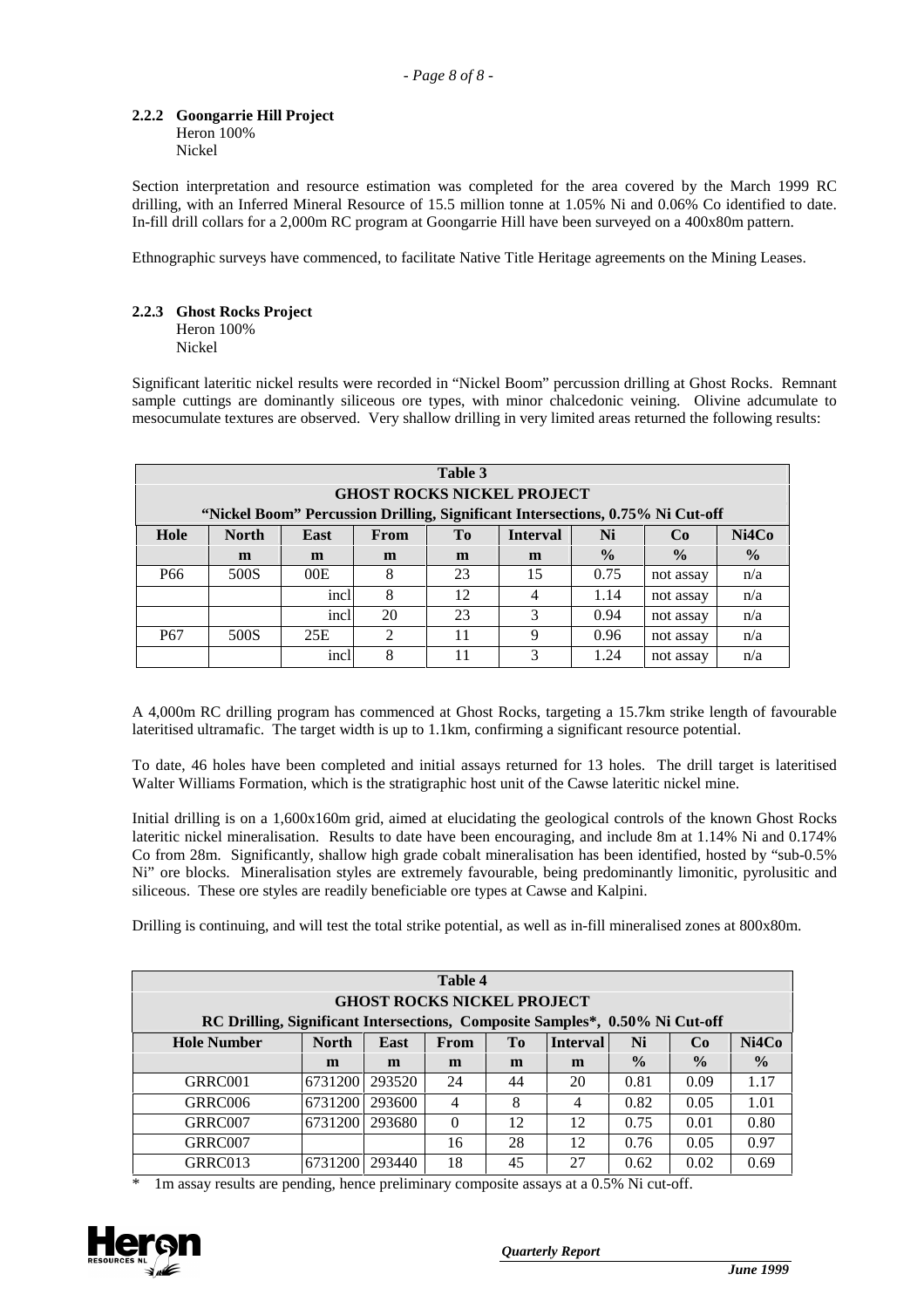#### 2.2.2 Goongarrie Hill Project

Heron 100%
Nickel

Section interpretation and resource estimation was completed for the area covered by the March 1999 RC drilling, with an Inferred Mineral Resource of 15.5 million tonne at 1.05% Ni and 0.06% Co identified to date. In-fill drill collars for a 2,000m RC program at Goongarrie Hill have been surveyed on a 400x80m pattern.

Ethnographic surveys have commenced, to facilitate Native Title Heritage agreements on the Mining Leases.

#### 2.2.3 Ghost Rocks Project

Heron 100%
Nickel

Significant lateritic nickel results were recorded in "Nickel Boom" percussion drilling at Ghost Rocks. Remnant sample cuttings are dominantly siliceous ore types, with minor chalcedonic veining. Olivine adcumulate to mesocumulate textures are observed. Very shallow drilling in very limited areas returned the following results:

**Table 3**
**GHOST ROCKS NICKEL PROJECT**
**"Nickel Boom" Percussion Drilling, Significant Intersections, 0.75% Ni Cut-off**

| Hole | North | East | From | To | Interval | Ni | Co | Ni4Co |
|---|---|---|---|---|---|---|---|---|
| | m | m | m | m | m | % | % | % |
| P66 | 500S | 00E | 8 | 23 | 15 | 0.75 | not assay | n/a |
| | | incl | 8 | 12 | 4 | 1.14 | not assay | n/a |
| | | incl | 20 | 23 | 3 | 0.94 | not assay | n/a |
| P67 | 500S | 25E | 2 | 11 | 9 | 0.96 | not assay | n/a |
| | | incl | 8 | 11 | 3 | 1.24 | not assay | n/a |

A 4,000m RC drilling program has commenced at Ghost Rocks, targeting a 15.7km strike length of favourable lateritised ultramafic. The target width is up to 1.1km, confirming a significant resource potential.

To date, 46 holes have been completed and initial assays returned for 13 holes. The drill target is lateritised Walter Williams Formation, which is the stratigraphic host unit of the Cawse lateritic nickel mine.

Initial drilling is on a 1,600x160m grid, aimed at elucidating the geological controls of the known Ghost Rocks lateritic nickel mineralisation. Results to date have been encouraging, and include 8m at 1.14% Ni and 0.174% Co from 28m. Significantly, shallow high grade cobalt mineralisation has been identified, hosted by "sub-0.5% Ni" ore blocks. Mineralisation styles are extremely favourable, being predominantly limonitic, pyrolusitic and siliceous. These ore styles are readily beneficiable ore types at Cawse and Kalpini.

Drilling is continuing, and will test the total strike potential, as well as in-fill mineralised zones at 800x80m.

**Table 4**
**GHOST ROCKS NICKEL PROJECT**
**RC Drilling, Significant Intersections, Composite Samples*, 0.50% Ni Cut-off**

| Hole Number | North | East | From | To | Interval | Ni | Co | Ni4Co |
|---|---|---|---|---|---|---|---|---|
| | m | m | m | m | m | % | % | % |
| GRRC001 | 6731200 | 293520 | 24 | 44 | 20 | 0.81 | 0.09 | 1.17 |
| GRRC006 | 6731200 | 293600 | 4 | 8 | 4 | 0.82 | 0.05 | 1.01 |
| GRRC007 | 6731200 | 293680 | 0 | 12 | 12 | 0.75 | 0.01 | 0.80 |
| GRRC007 | | | 16 | 28 | 12 | 0.76 | 0.05 | 0.97 |
| GRRC013 | 6731200 | 293440 | 18 | 45 | 27 | 0.62 | 0.02 | 0.69 |

\* 1m assay results are pending, hence preliminary composite assays at a 0.5% Ni cut-off.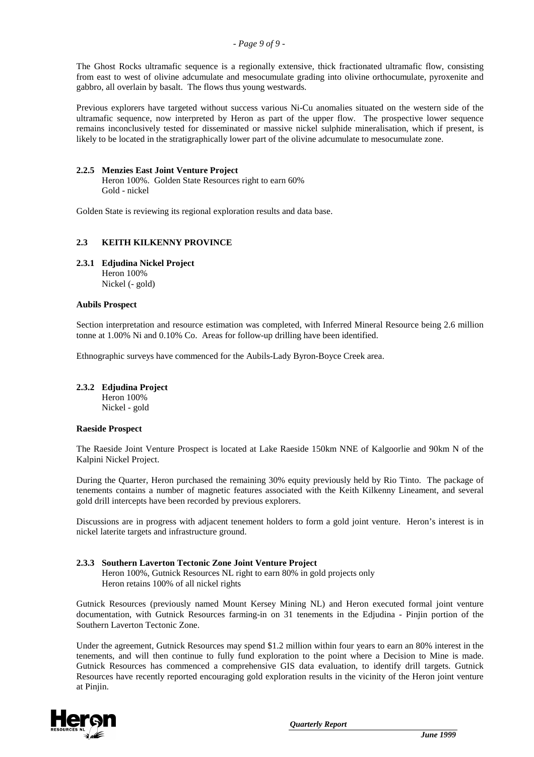The Ghost Rocks ultramafic sequence is a regionally extensive, thick fractionated ultramafic flow, consisting from east to west of olivine adcumulate and mesocumulate grading into olivine orthocumulate, pyroxenite and gabbro, all overlain by basalt. The flows thus young westwards.

Previous explorers have targeted without success various Ni-Cu anomalies situated on the western side of the ultramafic sequence, now interpreted by Heron as part of the upper flow. The prospective lower sequence remains inconclusively tested for disseminated or massive nickel sulphide mineralisation, which if present, is likely to be located in the stratigraphically lower part of the olivine adcumulate to mesocumulate zone.

#### 2.2.5 Menzies East Joint Venture Project

Heron 100%. Golden State Resources right to earn 60%
Gold - nickel

Golden State is reviewing its regional exploration results and data base.

### 2.3 KEITH KILKENNY PROVINCE

#### 2.3.1 Edjudina Nickel Project

Heron 100%
Nickel (- gold)

**Aubils Prospect**

Section interpretation and resource estimation was completed, with Inferred Mineral Resource being 2.6 million tonne at 1.00% Ni and 0.10% Co. Areas for follow-up drilling have been identified.

Ethnographic surveys have commenced for the Aubils-Lady Byron-Boyce Creek area.

#### 2.3.2 Edjudina Project

Heron 100%
Nickel - gold

**Raeside Prospect**

The Raeside Joint Venture Prospect is located at Lake Raeside 150km NNE of Kalgoorlie and 90km N of the Kalpini Nickel Project.

During the Quarter, Heron purchased the remaining 30% equity previously held by Rio Tinto. The package of tenements contains a number of magnetic features associated with the Keith Kilkenny Lineament, and several gold drill intercepts have been recorded by previous explorers.

Discussions are in progress with adjacent tenement holders to form a gold joint venture. Heron's interest is in nickel laterite targets and infrastructure ground.

#### 2.3.3 Southern Laverton Tectonic Zone Joint Venture Project

Heron 100%, Gutnick Resources NL right to earn 80% in gold projects only
Heron retains 100% of all nickel rights

Gutnick Resources (previously named Mount Kersey Mining NL) and Heron executed formal joint venture documentation, with Gutnick Resources farming-in on 31 tenements in the Edjudina - Pinjin portion of the Southern Laverton Tectonic Zone.

Under the agreement, Gutnick Resources may spend $1.2 million within four years to earn an 80% interest in the tenements, and will then continue to fully fund exploration to the point where a Decision to Mine is made. Gutnick Resources has commenced a comprehensive GIS data evaluation, to identify drill targets. Gutnick Resources have recently reported encouraging gold exploration results in the vicinity of the Heron joint venture at Pinjin.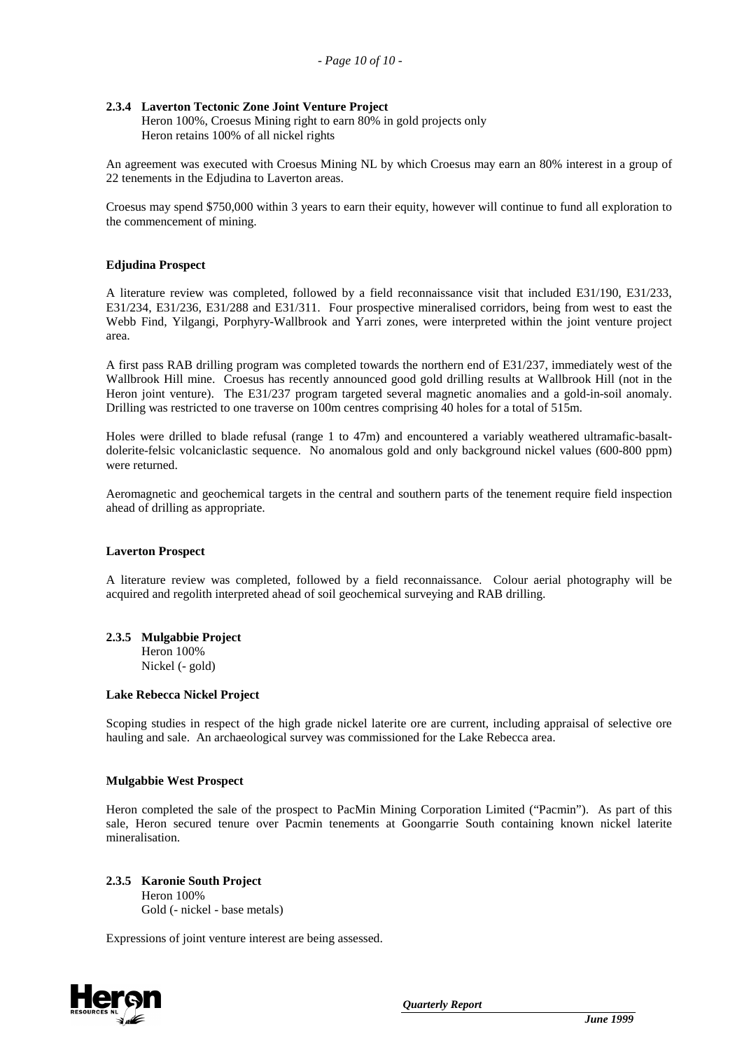#### 2.3.4 Laverton Tectonic Zone Joint Venture Project

Heron 100%, Croesus Mining right to earn 80% in gold projects only
Heron retains 100% of all nickel rights

An agreement was executed with Croesus Mining NL by which Croesus may earn an 80% interest in a group of 22 tenements in the Edjudina to Laverton areas.

Croesus may spend $750,000 within 3 years to earn their equity, however will continue to fund all exploration to the commencement of mining.

**Edjudina Prospect**

A literature review was completed, followed by a field reconnaissance visit that included E31/190, E31/233, E31/234, E31/236, E31/288 and E31/311. Four prospective mineralised corridors, being from west to east the Webb Find, Yilgangi, Porphyry-Wallbrook and Yarri zones, were interpreted within the joint venture project area.

A first pass RAB drilling program was completed towards the northern end of E31/237, immediately west of the Wallbrook Hill mine. Croesus has recently announced good gold drilling results at Wallbrook Hill (not in the Heron joint venture). The E31/237 program targeted several magnetic anomalies and a gold-in-soil anomaly. Drilling was restricted to one traverse on 100m centres comprising 40 holes for a total of 515m.

Holes were drilled to blade refusal (range 1 to 47m) and encountered a variably weathered ultramafic-basalt-dolerite-felsic volcaniclastic sequence. No anomalous gold and only background nickel values (600-800 ppm) were returned.

Aeromagnetic and geochemical targets in the central and southern parts of the tenement require field inspection ahead of drilling as appropriate.

**Laverton Prospect**

A literature review was completed, followed by a field reconnaissance. Colour aerial photography will be acquired and regolith interpreted ahead of soil geochemical surveying and RAB drilling.

#### 2.3.5 Mulgabbie Project

Heron 100%
Nickel (- gold)

**Lake Rebecca Nickel Project**

Scoping studies in respect of the high grade nickel laterite ore are current, including appraisal of selective ore hauling and sale. An archaeological survey was commissioned for the Lake Rebecca area.

**Mulgabbie West Prospect**

Heron completed the sale of the prospect to PacMin Mining Corporation Limited ("Pacmin"). As part of this sale, Heron secured tenure over Pacmin tenements at Goongarrie South containing known nickel laterite mineralisation.

#### 2.3.5 Karonie South Project

Heron 100%
Gold (- nickel - base metals)

Expressions of joint venture interest are being assessed.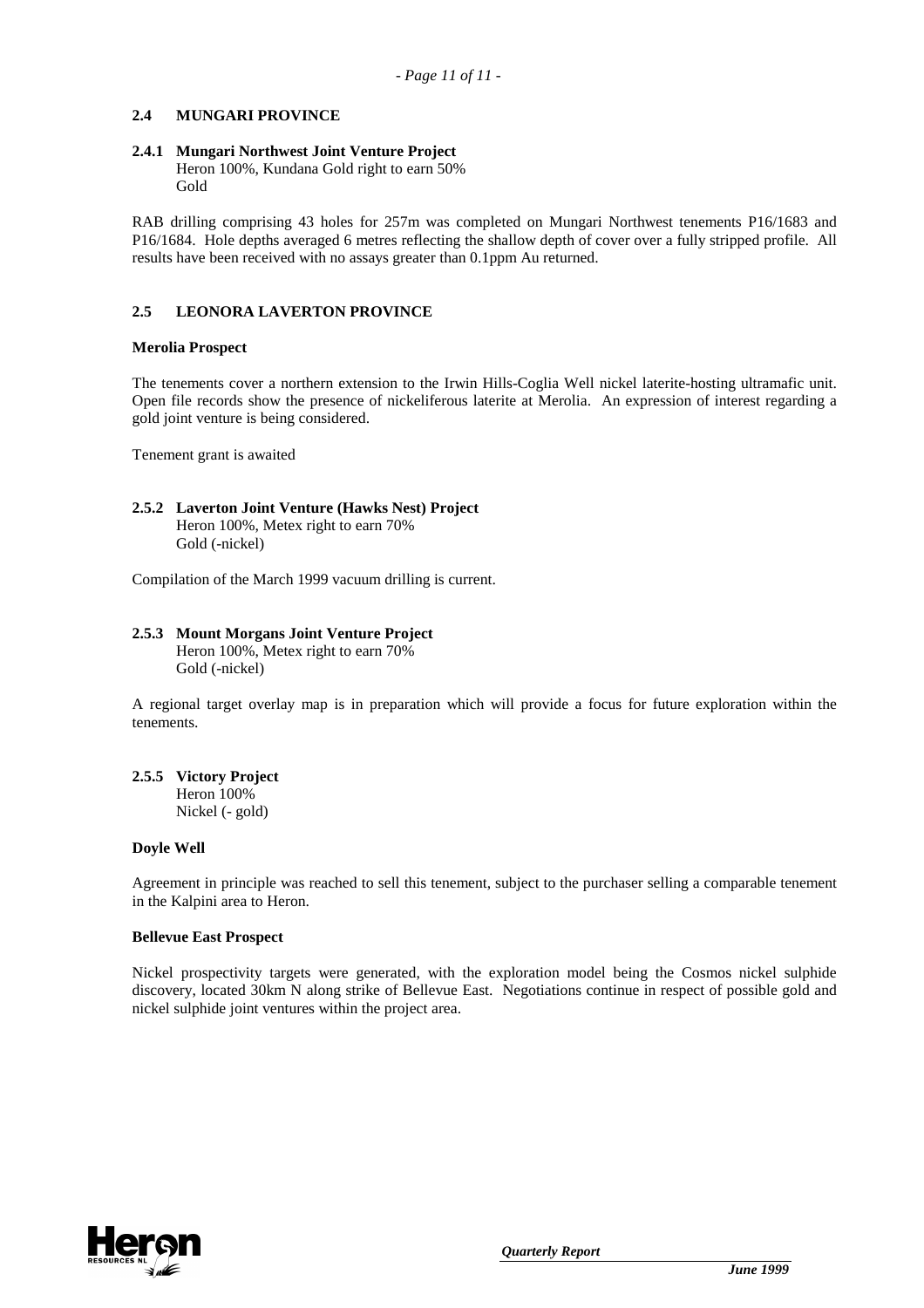## 2.4 MUNGARI PROVINCE

### 2.4.1 Mungari Northwest Joint Venture Project

Heron 100%, Kundana Gold right to earn 50%
Gold

RAB drilling comprising 43 holes for 257m was completed on Mungari Northwest tenements P16/1683 and P16/1684. Hole depths averaged 6 metres reflecting the shallow depth of cover over a fully stripped profile. All results have been received with no assays greater than 0.1ppm Au returned.

## 2.5 LEONORA LAVERTON PROVINCE

**Merolia Prospect**

The tenements cover a northern extension to the Irwin Hills-Coglia Well nickel laterite-hosting ultramafic unit. Open file records show the presence of nickeliferous laterite at Merolia. An expression of interest regarding a gold joint venture is being considered.

Tenement grant is awaited

### 2.5.2 Laverton Joint Venture (Hawks Nest) Project

Heron 100%, Metex right to earn 70%
Gold (-nickel)

Compilation of the March 1999 vacuum drilling is current.

### 2.5.3 Mount Morgans Joint Venture Project

Heron 100%, Metex right to earn 70%
Gold (-nickel)

A regional target overlay map is in preparation which will provide a focus for future exploration within the tenements.

### 2.5.5 Victory Project

Heron 100%
Nickel (- gold)

**Doyle Well**

Agreement in principle was reached to sell this tenement, subject to the purchaser selling a comparable tenement in the Kalpini area to Heron.

**Bellevue East Prospect**

Nickel prospectivity targets were generated, with the exploration model being the Cosmos nickel sulphide discovery, located 30km N along strike of Bellevue East. Negotiations continue in respect of possible gold and nickel sulphide joint ventures within the project area.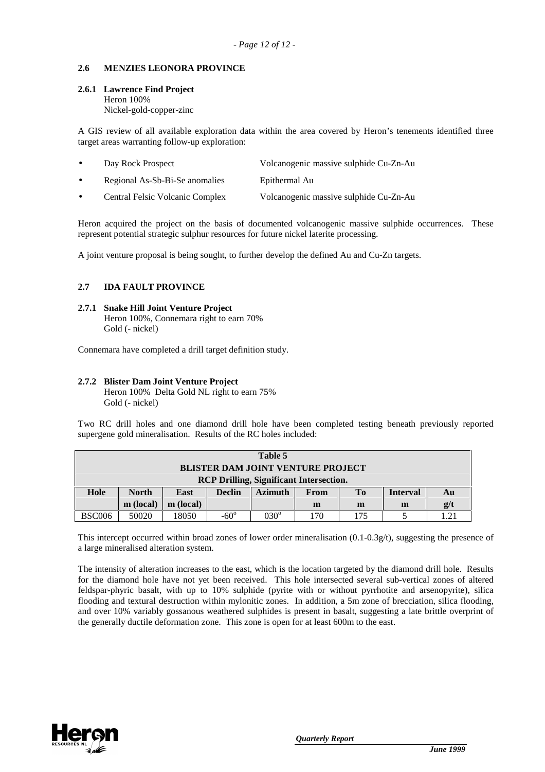## 2.6 MENZIES LEONORA PROVINCE

### 2.6.1 Lawrence Find Project

Heron 100%
Nickel-gold-copper-zinc

A GIS review of all available exploration data within the area covered by Heron's tenements identified three target areas warranting follow-up exploration:

- Day Rock Prospect — Volcanogenic massive sulphide Cu-Zn-Au
- Regional As-Sb-Bi-Se anomalies — Epithermal Au
- Central Felsic Volcanic Complex — Volcanogenic massive sulphide Cu-Zn-Au

Heron acquired the project on the basis of documented volcanogenic massive sulphide occurrences. These represent potential strategic sulphur resources for future nickel laterite processing.

A joint venture proposal is being sought, to further develop the defined Au and Cu-Zn targets.

## 2.7 IDA FAULT PROVINCE

### 2.7.1 Snake Hill Joint Venture Project

Heron 100%, Connemara right to earn 70%
Gold (- nickel)

Connemara have completed a drill target definition study.

### 2.7.2 Blister Dam Joint Venture Project

Heron 100% Delta Gold NL right to earn 75%
Gold (- nickel)

Two RC drill holes and one diamond drill hole have been completed testing beneath previously reported supergene gold mineralisation. Results of the RC holes included:

**Table 5**
**BLISTER DAM JOINT VENTURE PROJECT**
**RCP Drilling, Significant Intersection.**

| Hole | North m (local) | East m (local) | Declin | Azimuth | From m | To m | Interval m | Au g/t |
|---|---|---|---|---|---|---|---|---|
| BSC006 | 50020 | 18050 | -60° | 030° | 170 | 175 | 5 | 1.21 |

This intercept occurred within broad zones of lower order mineralisation (0.1-0.3g/t), suggesting the presence of a large mineralised alteration system.

The intensity of alteration increases to the east, which is the location targeted by the diamond drill hole. Results for the diamond hole have not yet been received. This hole intersected several sub-vertical zones of altered feldspar-phyric basalt, with up to 10% sulphide (pyrite with or without pyrrhotite and arsenopyrite), silica flooding and textural destruction within mylonitic zones. In addition, a 5m zone of brecciation, silica flooding, and over 10% variably gossanous weathered sulphides is present in basalt, suggesting a late brittle overprint of the generally ductile deformation zone. This zone is open for at least 600m to the east.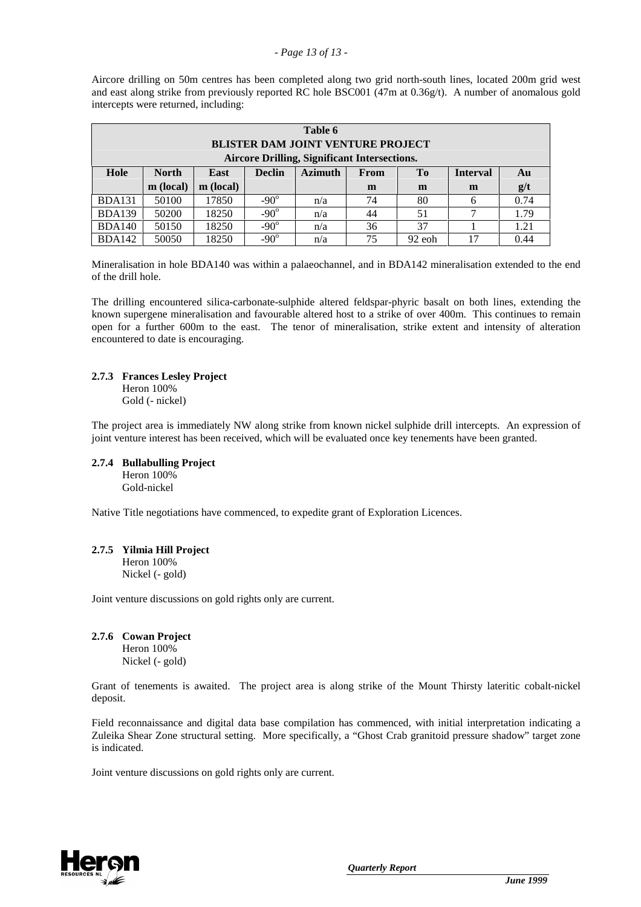Aircore drilling on 50m centres has been completed along two grid north-south lines, located 200m grid west and east along strike from previously reported RC hole BSC001 (47m at 0.36g/t). A number of anomalous gold intercepts were returned, including:

| Table 6<br>BLISTER DAM JOINT VENTURE PROJECT<br>Aircore Drilling, Significant Intersections. | | | | | | | | |
|---|---|---|---|---|---|---|---|---|
| **Hole** | **North** | **East** | **Declin** | **Azimuth** | **From** | **To** | **Interval** | **Au** |
| | **m (local)** | **m (local)** | | | **m** | **m** | **m** | **g/t** |
| BDA131 | 50100 | 17850 | -90° | n/a | 74 | 80 | 6 | 0.74 |
| BDA139 | 50200 | 18250 | -90° | n/a | 44 | 51 | 7 | 1.79 |
| BDA140 | 50150 | 18250 | -90° | n/a | 36 | 37 | 1 | 1.21 |
| BDA142 | 50050 | 18250 | -90° | n/a | 75 | 92 eoh | 17 | 0.44 |

Mineralisation in hole BDA140 was within a palaeochannel, and in BDA142 mineralisation extended to the end of the drill hole.

The drilling encountered silica-carbonate-sulphide altered feldspar-phyric basalt on both lines, extending the known supergene mineralisation and favourable altered host to a strike of over 400m. This continues to remain open for a further 600m to the east. The tenor of mineralisation, strike extent and intensity of alteration encountered to date is encouraging.

### 2.7.3 Frances Lesley Project

Heron 100%
Gold (- nickel)

The project area is immediately NW along strike from known nickel sulphide drill intercepts. An expression of joint venture interest has been received, which will be evaluated once key tenements have been granted.

### 2.7.4 Bullabulling Project

Heron 100%
Gold-nickel

Native Title negotiations have commenced, to expedite grant of Exploration Licences.

### 2.7.5 Yilmia Hill Project

Heron 100%
Nickel (- gold)

Joint venture discussions on gold rights only are current.

### 2.7.6 Cowan Project

Heron 100%
Nickel (- gold)

Grant of tenements is awaited. The project area is along strike of the Mount Thirsty lateritic cobalt-nickel deposit.

Field reconnaissance and digital data base compilation has commenced, with initial interpretation indicating a Zuleika Shear Zone structural setting. More specifically, a "Ghost Crab granitoid pressure shadow" target zone is indicated.

Joint venture discussions on gold rights only are current.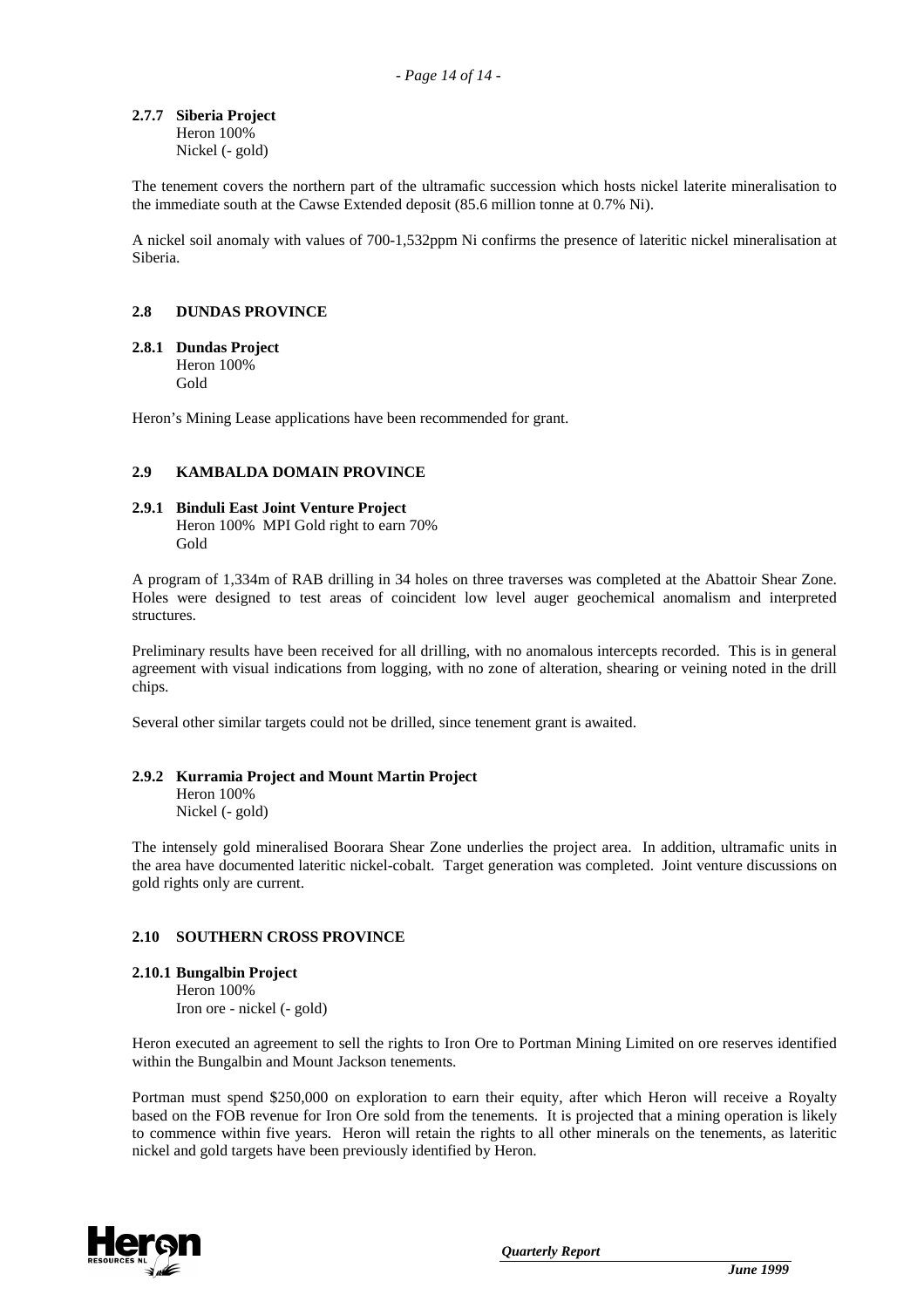### 2.7.7 Siberia Project

Heron 100%
Nickel (- gold)

The tenement covers the northern part of the ultramafic succession which hosts nickel laterite mineralisation to the immediate south at the Cawse Extended deposit (85.6 million tonne at 0.7% Ni).

A nickel soil anomaly with values of 700-1,532ppm Ni confirms the presence of lateritic nickel mineralisation at Siberia.

## 2.8 DUNDAS PROVINCE

### 2.8.1 Dundas Project

Heron 100%
Gold

Heron's Mining Lease applications have been recommended for grant.

## 2.9 KAMBALDA DOMAIN PROVINCE

### 2.9.1 Binduli East Joint Venture Project

Heron 100% MPI Gold right to earn 70%
Gold

A program of 1,334m of RAB drilling in 34 holes on three traverses was completed at the Abattoir Shear Zone. Holes were designed to test areas of coincident low level auger geochemical anomalism and interpreted structures.

Preliminary results have been received for all drilling, with no anomalous intercepts recorded. This is in general agreement with visual indications from logging, with no zone of alteration, shearing or veining noted in the drill chips.

Several other similar targets could not be drilled, since tenement grant is awaited.

### 2.9.2 Kurramia Project and Mount Martin Project

Heron 100%
Nickel (- gold)

The intensely gold mineralised Boorara Shear Zone underlies the project area. In addition, ultramafic units in the area have documented lateritic nickel-cobalt. Target generation was completed. Joint venture discussions on gold rights only are current.

## 2.10 SOUTHERN CROSS PROVINCE

### 2.10.1 Bungalbin Project

Heron 100%
Iron ore - nickel (- gold)

Heron executed an agreement to sell the rights to Iron Ore to Portman Mining Limited on ore reserves identified within the Bungalbin and Mount Jackson tenements.

Portman must spend $250,000 on exploration to earn their equity, after which Heron will receive a Royalty based on the FOB revenue for Iron Ore sold from the tenements. It is projected that a mining operation is likely to commence within five years. Heron will retain the rights to all other minerals on the tenements, as lateritic nickel and gold targets have been previously identified by Heron.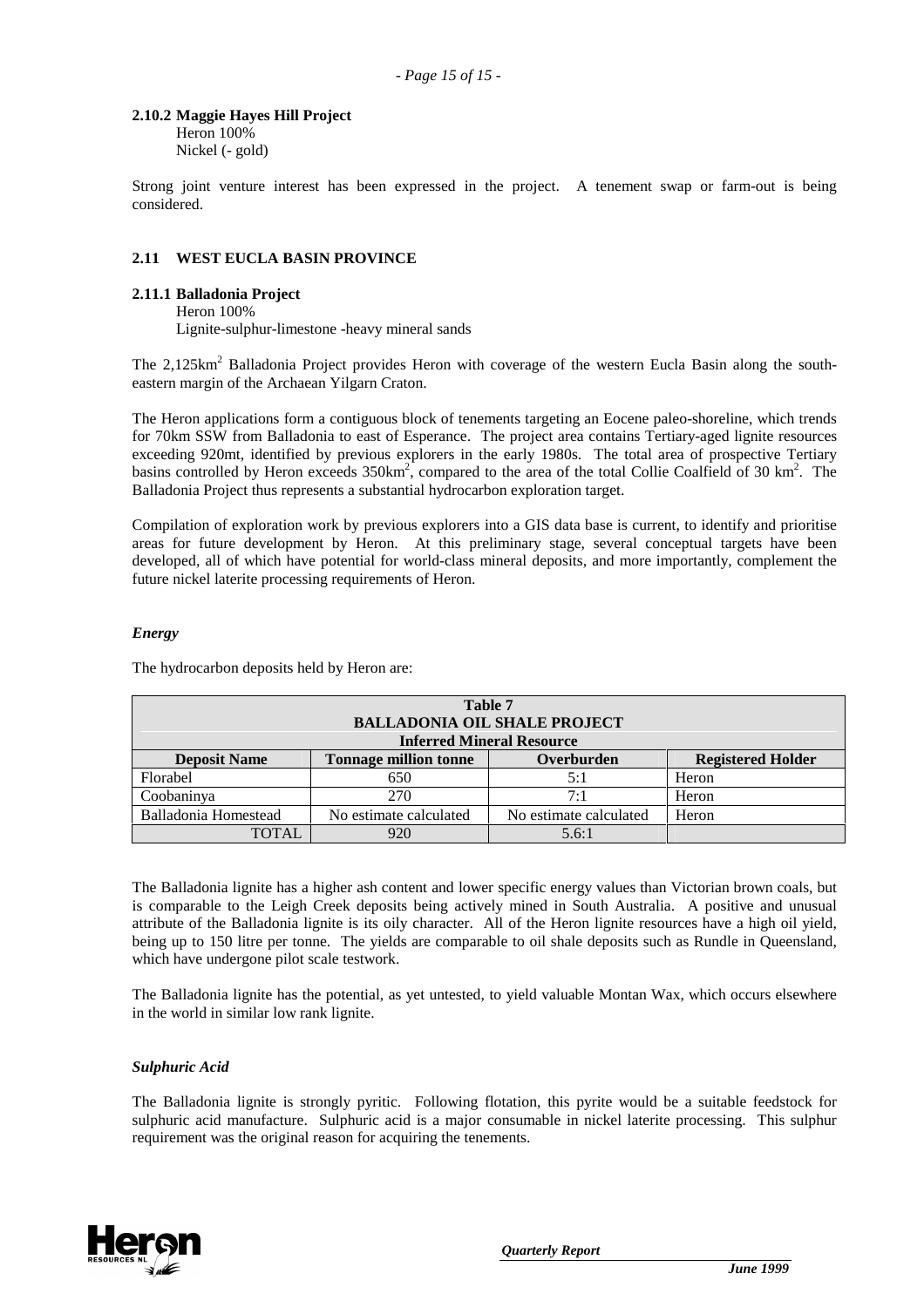#### 2.10.2 Maggie Hayes Hill Project

Heron 100%
Nickel (- gold)

Strong joint venture interest has been expressed in the project. A tenement swap or farm-out is being considered.

### 2.11 WEST EUCLA BASIN PROVINCE

#### 2.11.1 Balladonia Project

Heron 100%
Lignite-sulphur-limestone -heavy mineral sands

The 2,125km$^2$ Balladonia Project provides Heron with coverage of the western Eucla Basin along the south-eastern margin of the Archaean Yilgarn Craton.

The Heron applications form a contiguous block of tenements targeting an Eocene paleo-shoreline, which trends for 70km SSW from Balladonia to east of Esperance. The project area contains Tertiary-aged lignite resources exceeding 920mt, identified by previous explorers in the early 1980s. The total area of prospective Tertiary basins controlled by Heron exceeds 350km$^2$, compared to the area of the total Collie Coalfield of 30 km$^2$. The Balladonia Project thus represents a substantial hydrocarbon exploration target.

Compilation of exploration work by previous explorers into a GIS data base is current, to identify and prioritise areas for future development by Heron. At this preliminary stage, several conceptual targets have been developed, all of which have potential for world-class mineral deposits, and more importantly, complement the future nickel laterite processing requirements of Heron.

#### *Energy*

The hydrocarbon deposits held by Heron are:

**Table 7**
**BALLADONIA OIL SHALE PROJECT**
**Inferred Mineral Resource**

| Deposit Name | Tonnage million tonne | Overburden | Registered Holder |
|---|---|---|---|
| Florabel | 650 | 5:1 | Heron |
| Coobaninya | 270 | 7:1 | Heron |
| Balladonia Homestead | No estimate calculated | No estimate calculated | Heron |
| TOTAL | 920 | 5.6:1 | |

The Balladonia lignite has a higher ash content and lower specific energy values than Victorian brown coals, but is comparable to the Leigh Creek deposits being actively mined in South Australia. A positive and unusual attribute of the Balladonia lignite is its oily character. All of the Heron lignite resources have a high oil yield, being up to 150 litre per tonne. The yields are comparable to oil shale deposits such as Rundle in Queensland, which have undergone pilot scale testwork.

The Balladonia lignite has the potential, as yet untested, to yield valuable Montan Wax, which occurs elsewhere in the world in similar low rank lignite.

#### *Sulphuric Acid*

The Balladonia lignite is strongly pyritic. Following flotation, this pyrite would be a suitable feedstock for sulphuric acid manufacture. Sulphuric acid is a major consumable in nickel laterite processing. This sulphur requirement was the original reason for acquiring the tenements.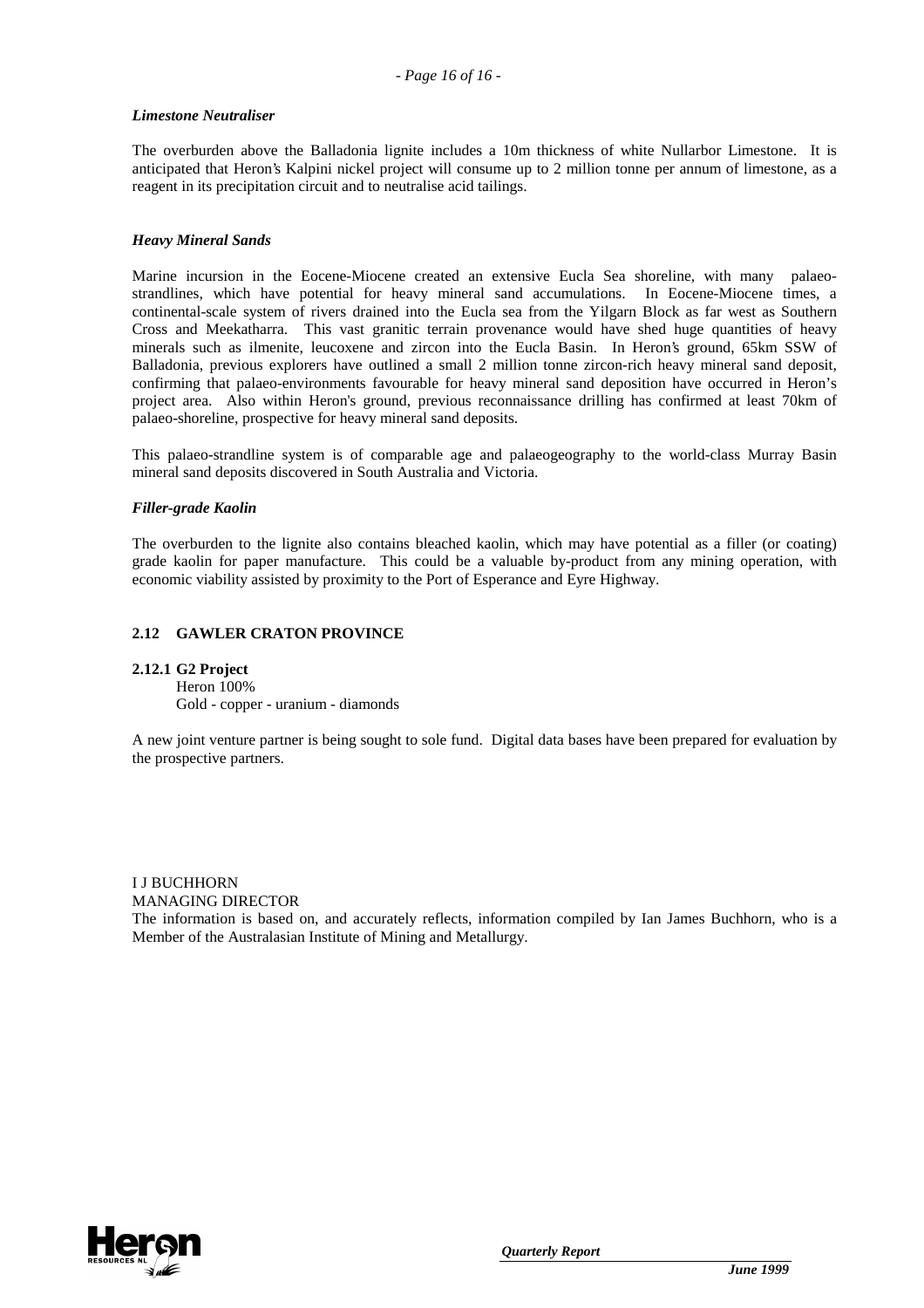***Limestone Neutraliser***

The overburden above the Balladonia lignite includes a 10m thickness of white Nullarbor Limestone. It is anticipated that Heron's Kalpini nickel project will consume up to 2 million tonne per annum of limestone, as a reagent in its precipitation circuit and to neutralise acid tailings.

***Heavy Mineral Sands***

Marine incursion in the Eocene-Miocene created an extensive Eucla Sea shoreline, with many palaeo-strandlines, which have potential for heavy mineral sand accumulations. In Eocene-Miocene times, a continental-scale system of rivers drained into the Eucla sea from the Yilgarn Block as far west as Southern Cross and Meekatharra. This vast granitic terrain provenance would have shed huge quantities of heavy minerals such as ilmenite, leucoxene and zircon into the Eucla Basin. In Heron's ground, 65km SSW of Balladonia, previous explorers have outlined a small 2 million tonne zircon-rich heavy mineral sand deposit, confirming that palaeo-environments favourable for heavy mineral sand deposition have occurred in Heron's project area. Also within Heron's ground, previous reconnaissance drilling has confirmed at least 70km of palaeo-shoreline, prospective for heavy mineral sand deposits.

This palaeo-strandline system is of comparable age and palaeogeography to the world-class Murray Basin mineral sand deposits discovered in South Australia and Victoria.

***Filler-grade Kaolin***

The overburden to the lignite also contains bleached kaolin, which may have potential as a filler (or coating) grade kaolin for paper manufacture. This could be a valuable by-product from any mining operation, with economic viability assisted by proximity to the Port of Esperance and Eyre Highway.

## 2.12 GAWLER CRATON PROVINCE

### 2.12.1 G2 Project

Heron 100%
Gold - copper - uranium - diamonds

A new joint venture partner is being sought to sole fund. Digital data bases have been prepared for evaluation by the prospective partners.

I J BUCHHORN
MANAGING DIRECTOR

The information is based on, and accurately reflects, information compiled by Ian James Buchhorn, who is a Member of the Australasian Institute of Mining and Metallurgy.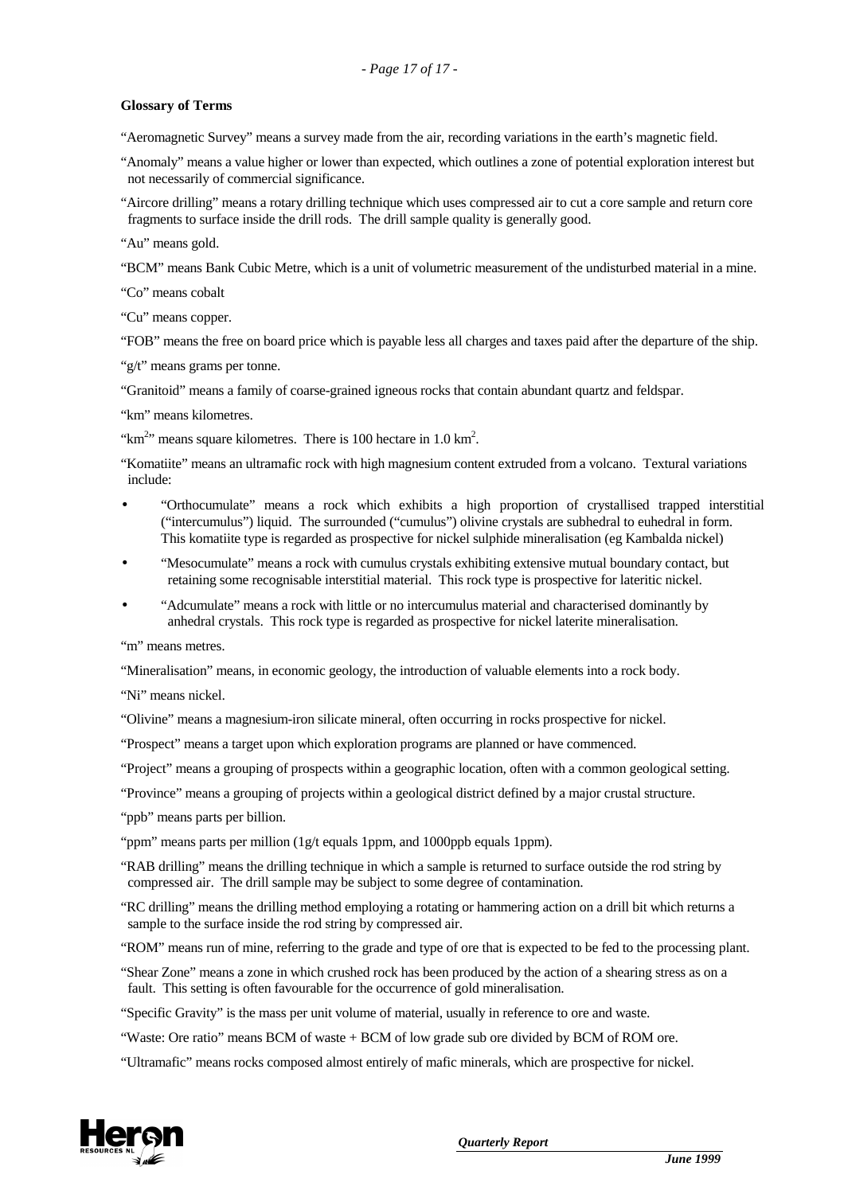**Glossary of Terms**

"Aeromagnetic Survey" means a survey made from the air, recording variations in the earth's magnetic field.

"Anomaly" means a value higher or lower than expected, which outlines a zone of potential exploration interest but not necessarily of commercial significance.

"Aircore drilling" means a rotary drilling technique which uses compressed air to cut a core sample and return core fragments to surface inside the drill rods. The drill sample quality is generally good.

"Au" means gold.

"BCM" means Bank Cubic Metre, which is a unit of volumetric measurement of the undisturbed material in a mine.

"Co" means cobalt

"Cu" means copper.

"FOB" means the free on board price which is payable less all charges and taxes paid after the departure of the ship.

"g/t" means grams per tonne.

"Granitoid" means a family of coarse-grained igneous rocks that contain abundant quartz and feldspar.

"km" means kilometres.

"$km^2$" means square kilometres. There is 100 hectare in 1.0 $km^2$.

"Komatiite" means an ultramafic rock with high magnesium content extruded from a volcano. Textural variations include:

- "Orthocumulate" means a rock which exhibits a high proportion of crystallised trapped interstitial ("intercumulus") liquid. The surrounded ("cumulus") olivine crystals are subhedral to euhedral in form. This komatiite type is regarded as prospective for nickel sulphide mineralisation (eg Kambalda nickel)
- "Mesocumulate" means a rock with cumulus crystals exhibiting extensive mutual boundary contact, but retaining some recognisable interstitial material. This rock type is prospective for lateritic nickel.
- "Adcumulate" means a rock with little or no intercumulus material and characterised dominantly by anhedral crystals. This rock type is regarded as prospective for nickel laterite mineralisation.

"m" means metres.

"Mineralisation" means, in economic geology, the introduction of valuable elements into a rock body.

"Ni" means nickel.

"Olivine" means a magnesium-iron silicate mineral, often occurring in rocks prospective for nickel.

"Prospect" means a target upon which exploration programs are planned or have commenced.

"Project" means a grouping of prospects within a geographic location, often with a common geological setting.

"Province" means a grouping of projects within a geological district defined by a major crustal structure.

"ppb" means parts per billion.

"ppm" means parts per million (1g/t equals 1ppm, and 1000ppb equals 1ppm).

"RAB drilling" means the drilling technique in which a sample is returned to surface outside the rod string by compressed air. The drill sample may be subject to some degree of contamination.

"RC drilling" means the drilling method employing a rotating or hammering action on a drill bit which returns a sample to the surface inside the rod string by compressed air.

"ROM" means run of mine, referring to the grade and type of ore that is expected to be fed to the processing plant.

"Shear Zone" means a zone in which crushed rock has been produced by the action of a shearing stress as on a fault. This setting is often favourable for the occurrence of gold mineralisation.

"Specific Gravity" is the mass per unit volume of material, usually in reference to ore and waste.

"Waste: Ore ratio" means BCM of waste + BCM of low grade sub ore divided by BCM of ROM ore.

"Ultramafic" means rocks composed almost entirely of mafic minerals, which are prospective for nickel.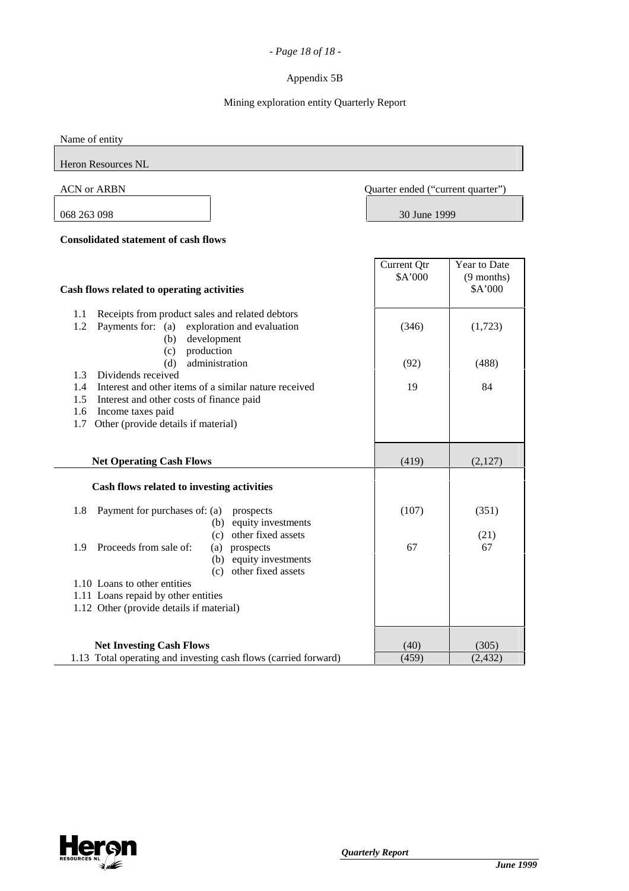Appendix 5B

Mining exploration entity Quarterly Report

Name of entity

Heron Resources NL

| ACN or ARBN | Quarter ended ("current quarter") |
|---|---|
| 068 263 098 | 30 June 1999 |

**Consolidated statement of cash flows**

| **Cash flows related to operating activities** | Current Qtr \$A'000 | Year to Date (9 months) \$A'000 |
|---|---|---|
| 1.1 Receipts from product sales and related debtors | | |
| 1.2 Payments for: (a) exploration and evaluation | (346) | (1,723) |
| (b) development | | |
| (c) production | | |
| (d) administration | (92) | (488) |
| 1.3 Dividends received | | |
| 1.4 Interest and other items of a similar nature received | 19 | 84 |
| 1.5 Interest and other costs of finance paid | | |
| 1.6 Income taxes paid | | |
| 1.7 Other (provide details if material) | | |
| **Net Operating Cash Flows** | (419) | (2,127) |
| **Cash flows related to investing activities** | | |
| 1.8 Payment for purchases of: (a) prospects | (107) | (351) |
| (b) equity investments | | |
| (c) other fixed assets | | (21) |
| 1.9 Proceeds from sale of: (a) prospects | 67 | 67 |
| (b) equity investments | | |
| (c) other fixed assets | | |
| 1.10 Loans to other entities | | |
| 1.11 Loans repaid by other entities | | |
| 1.12 Other (provide details if material) | | |
| **Net Investing Cash Flows** | (40) | (305) |
| 1.13 Total operating and investing cash flows (carried forward) | (459) | (2,432) |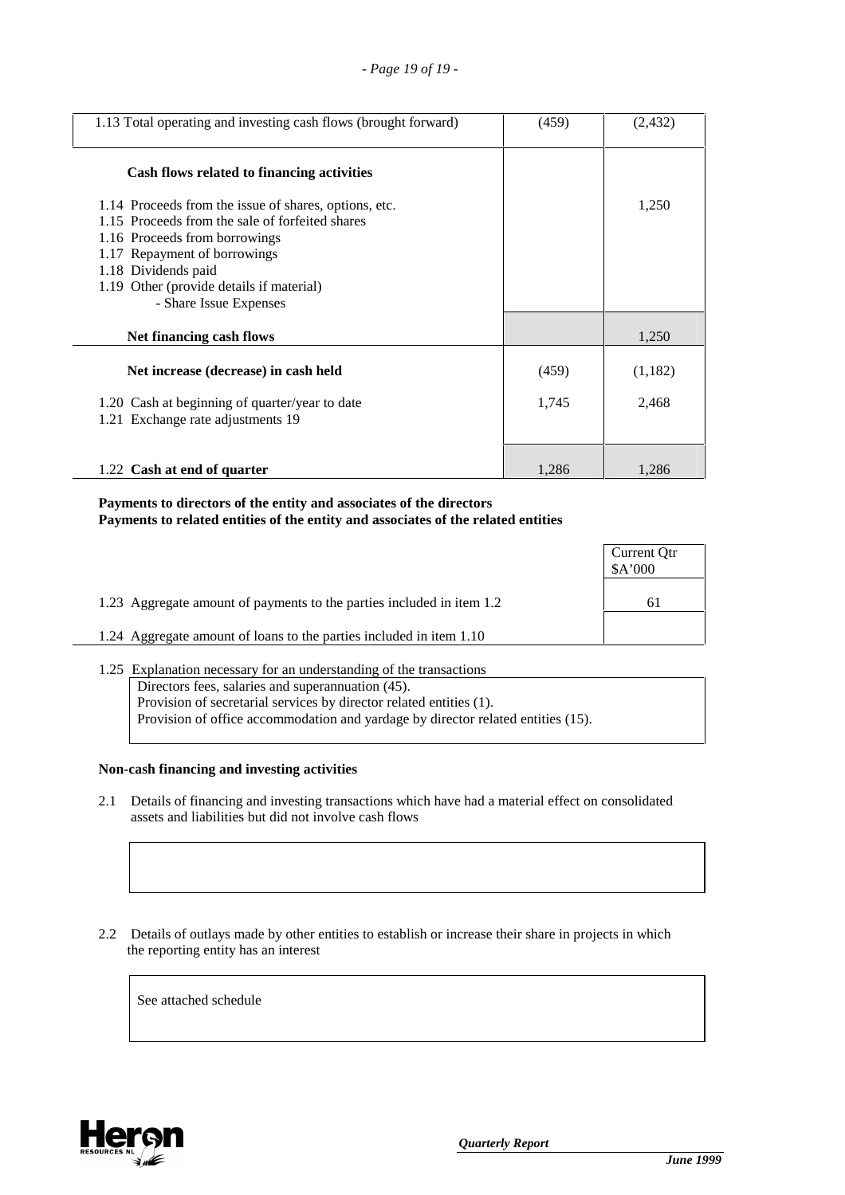| | | |
|---|---|---|
| 1.13 Total operating and investing cash flows (brought forward) | (459) | (2,432) |
| **Cash flows related to financing activities** | | |
| 1.14 Proceeds from the issue of shares, options, etc. | | 1,250 |
| 1.15 Proceeds from the sale of forfeited shares | | |
| 1.16 Proceeds from borrowings | | |
| 1.17 Repayment of borrowings | | |
| 1.18 Dividends paid | | |
| 1.19 Other (provide details if material) - Share Issue Expenses | | |
| **Net financing cash flows** | | 1,250 |
| **Net increase (decrease) in cash held** | (459) | (1,182) |
| 1.20 Cash at beginning of quarter/year to date | 1,745 | 2,468 |
| 1.21 Exchange rate adjustments 19 | | |
| 1.22 **Cash at end of quarter** | 1,286 | 1,286 |

**Payments to directors of the entity and associates of the directors**
**Payments to related entities of the entity and associates of the related entities**

| | Current Qtr $A'000 |
|---|---|
| 1.23 Aggregate amount of payments to the parties included in item 1.2 | 61 |
| 1.24 Aggregate amount of loans to the parties included in item 1.10 | |

1.25 Explanation necessary for an understanding of the transactions

Directors fees, salaries and superannuation (45).
Provision of secretarial services by director related entities (1).
Provision of office accommodation and yardage by director related entities (15).

**Non-cash financing and investing activities**

2.1 Details of financing and investing transactions which have had a material effect on consolidated assets and liabilities but did not involve cash flows

2.2 Details of outlays made by other entities to establish or increase their share in projects in which the reporting entity has an interest

See attached schedule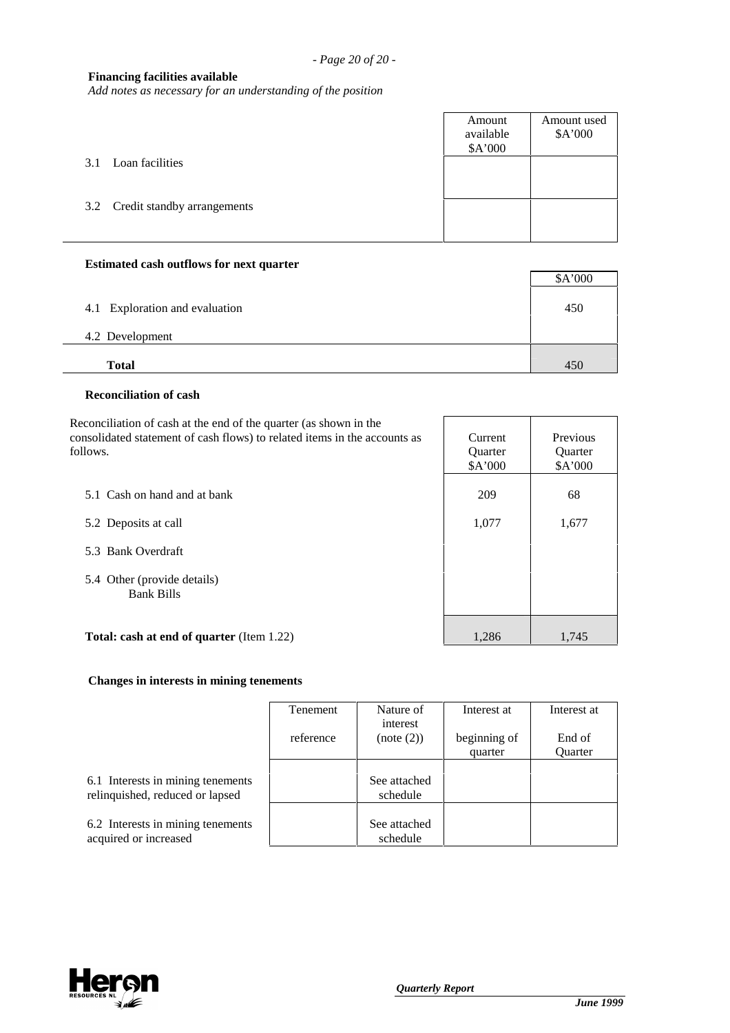**Financing facilities available**

*Add notes as necessary for an understanding of the position*

| | Amount available \$A'000 | Amount used \$A'000 |
|---|---|---|
| 3.1 Loan facilities | | |
| 3.2 Credit standby arrangements | | |

**Estimated cash outflows for next quarter**

| | \$A'000 |
|---|---|
| 4.1 Exploration and evaluation | 450 |
| 4.2 Development | |
| **Total** | 450 |

**Reconciliation of cash**

| Reconciliation of cash at the end of the quarter (as shown in the consolidated statement of cash flows) to related items in the accounts as follows. | Current Quarter \$A'000 | Previous Quarter \$A'000 |
|---|---|---|
| 5.1 Cash on hand and at bank | 209 | 68 |
| 5.2 Deposits at call | 1,077 | 1,677 |
| 5.3 Bank Overdraft | | |
| 5.4 Other (provide details) Bank Bills | | |
| **Total: cash at end of quarter** (Item 1.22) | 1,286 | 1,745 |

**Changes in interests in mining tenements**

| | Tenement reference | Nature of interest (note (2)) | Interest at beginning of quarter | Interest at End of Quarter |
|---|---|---|---|---|
| 6.1 Interests in mining tenements relinquished, reduced or lapsed | | See attached schedule | | |
| 6.2 Interests in mining tenements acquired or increased | | See attached schedule | | |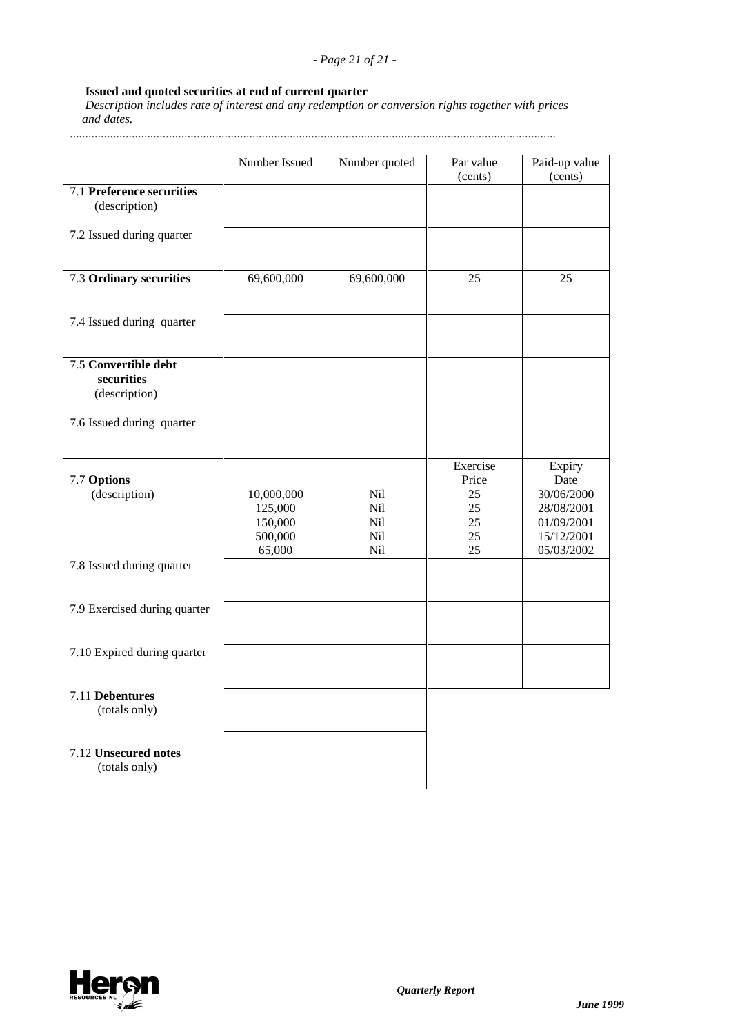**Issued and quoted securities at end of current quarter**

*Description includes rate of interest and any redemption or conversion rights together with prices and dates.*

..........................................................................................................................................................

| | Number Issued | Number quoted | Par value (cents) | Paid-up value (cents) |
|---|---|---|---|---|
| 7.1 **Preference securities** (description) | | | | |
| 7.2 Issued during quarter | | | | |
| 7.3 **Ordinary securities** | 69,600,000 | 69,600,000 | 25 | 25 |
| 7.4 Issued during quarter | | | | |
| 7.5 **Convertible debt securities** (description) | | | | |
| 7.6 Issued during quarter | | | | |
| 7.7 **Options** (description) | | | Exercise Price | Expiry Date |
| | 10,000,000 | Nil | 25 | 30/06/2000 |
| | 125,000 | Nil | 25 | 28/08/2001 |
| | 150,000 | Nil | 25 | 01/09/2001 |
| | 500,000 | Nil | 25 | 15/12/2001 |
| | 65,000 | Nil | 25 | 05/03/2002 |
| 7.8 Issued during quarter | | | | |
| 7.9 Exercised during quarter | | | | |
| 7.10 Expired during quarter | | | | |
| 7.11 **Debentures** (totals only) | | | | |
| 7.12 **Unsecured notes** (totals only) | | | | |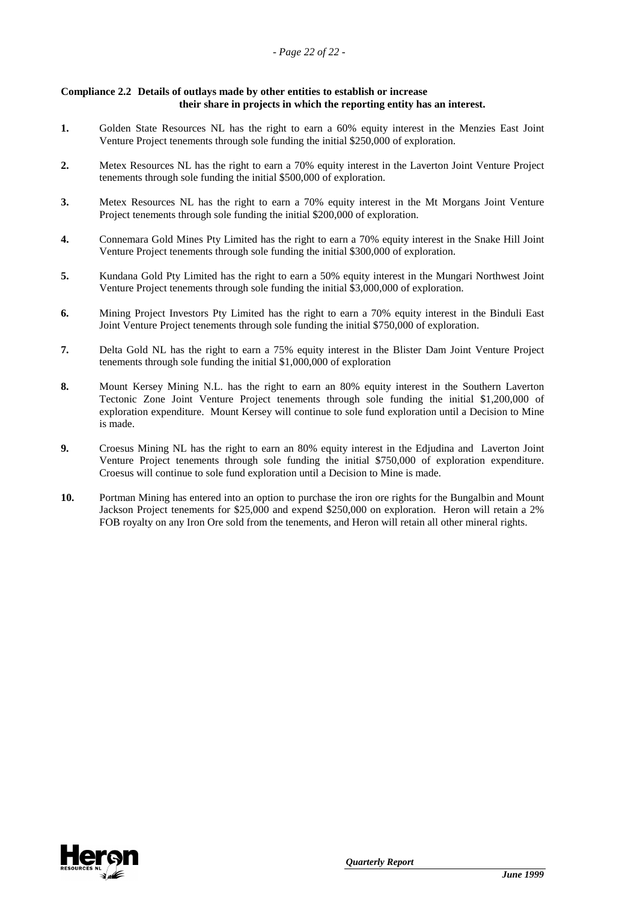**Compliance 2.2 Details of outlays made by other entities to establish or increase their share in projects in which the reporting entity has an interest.**

1. Golden State Resources NL has the right to earn a 60% equity interest in the Menzies East Joint Venture Project tenements through sole funding the initial $250,000 of exploration.

2. Metex Resources NL has the right to earn a 70% equity interest in the Laverton Joint Venture Project tenements through sole funding the initial $500,000 of exploration.

3. Metex Resources NL has the right to earn a 70% equity interest in the Mt Morgans Joint Venture Project tenements through sole funding the initial $200,000 of exploration.

4. Connemara Gold Mines Pty Limited has the right to earn a 70% equity interest in the Snake Hill Joint Venture Project tenements through sole funding the initial $300,000 of exploration.

5. Kundana Gold Pty Limited has the right to earn a 50% equity interest in the Mungari Northwest Joint Venture Project tenements through sole funding the initial $3,000,000 of exploration.

6. Mining Project Investors Pty Limited has the right to earn a 70% equity interest in the Binduli East Joint Venture Project tenements through sole funding the initial $750,000 of exploration.

7. Delta Gold NL has the right to earn a 75% equity interest in the Blister Dam Joint Venture Project tenements through sole funding the initial $1,000,000 of exploration

8. Mount Kersey Mining N.L. has the right to earn an 80% equity interest in the Southern Laverton Tectonic Zone Joint Venture Project tenements through sole funding the initial $1,200,000 of exploration expenditure. Mount Kersey will continue to sole fund exploration until a Decision to Mine is made.

9. Croesus Mining NL has the right to earn an 80% equity interest in the Edjudina and Laverton Joint Venture Project tenements through sole funding the initial $750,000 of exploration expenditure. Croesus will continue to sole fund exploration until a Decision to Mine is made.

10. Portman Mining has entered into an option to purchase the iron ore rights for the Bungalbin and Mount Jackson Project tenements for $25,000 and expend $250,000 on exploration. Heron will retain a 2% FOB royalty on any Iron Ore sold from the tenements, and Heron will retain all other mineral rights.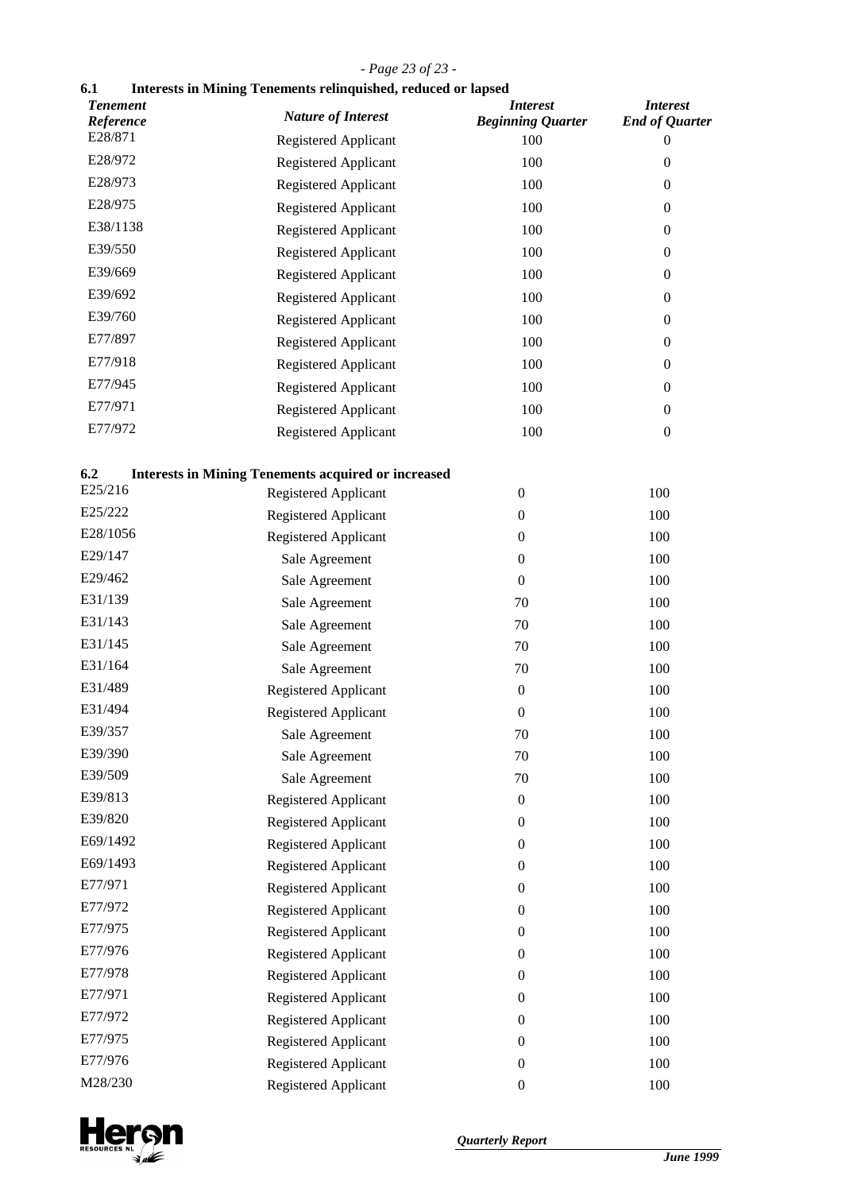### 6.1 Interests in Mining Tenements relinquished, reduced or lapsed

| *Tenement Reference* | *Nature of Interest* | *Interest Beginning Quarter* | *Interest End of Quarter* |
|---|---|---|---|
| E28/871 | Registered Applicant | 100 | 0 |
| E28/972 | Registered Applicant | 100 | 0 |
| E28/973 | Registered Applicant | 100 | 0 |
| E28/975 | Registered Applicant | 100 | 0 |
| E38/1138 | Registered Applicant | 100 | 0 |
| E39/550 | Registered Applicant | 100 | 0 |
| E39/669 | Registered Applicant | 100 | 0 |
| E39/692 | Registered Applicant | 100 | 0 |
| E39/760 | Registered Applicant | 100 | 0 |
| E77/897 | Registered Applicant | 100 | 0 |
| E77/918 | Registered Applicant | 100 | 0 |
| E77/945 | Registered Applicant | 100 | 0 |
| E77/971 | Registered Applicant | 100 | 0 |
| E77/972 | Registered Applicant | 100 | 0 |

### 6.2 Interests in Mining Tenements acquired or increased

| *Tenement Reference* | *Nature of Interest* | *Interest Beginning Quarter* | *Interest End of Quarter* |
|---|---|---|---|
| E25/216 | Registered Applicant | 0 | 100 |
| E25/222 | Registered Applicant | 0 | 100 |
| E28/1056 | Registered Applicant | 0 | 100 |
| E29/147 | Sale Agreement | 0 | 100 |
| E29/462 | Sale Agreement | 0 | 100 |
| E31/139 | Sale Agreement | 70 | 100 |
| E31/143 | Sale Agreement | 70 | 100 |
| E31/145 | Sale Agreement | 70 | 100 |
| E31/164 | Sale Agreement | 70 | 100 |
| E31/489 | Registered Applicant | 0 | 100 |
| E31/494 | Registered Applicant | 0 | 100 |
| E39/357 | Sale Agreement | 70 | 100 |
| E39/390 | Sale Agreement | 70 | 100 |
| E39/509 | Sale Agreement | 70 | 100 |
| E39/813 | Registered Applicant | 0 | 100 |
| E39/820 | Registered Applicant | 0 | 100 |
| E69/1492 | Registered Applicant | 0 | 100 |
| E69/1493 | Registered Applicant | 0 | 100 |
| E77/971 | Registered Applicant | 0 | 100 |
| E77/972 | Registered Applicant | 0 | 100 |
| E77/975 | Registered Applicant | 0 | 100 |
| E77/976 | Registered Applicant | 0 | 100 |
| E77/978 | Registered Applicant | 0 | 100 |
| E77/971 | Registered Applicant | 0 | 100 |
| E77/972 | Registered Applicant | 0 | 100 |
| E77/975 | Registered Applicant | 0 | 100 |
| E77/976 | Registered Applicant | 0 | 100 |
| M28/230 | Registered Applicant | 0 | 100 |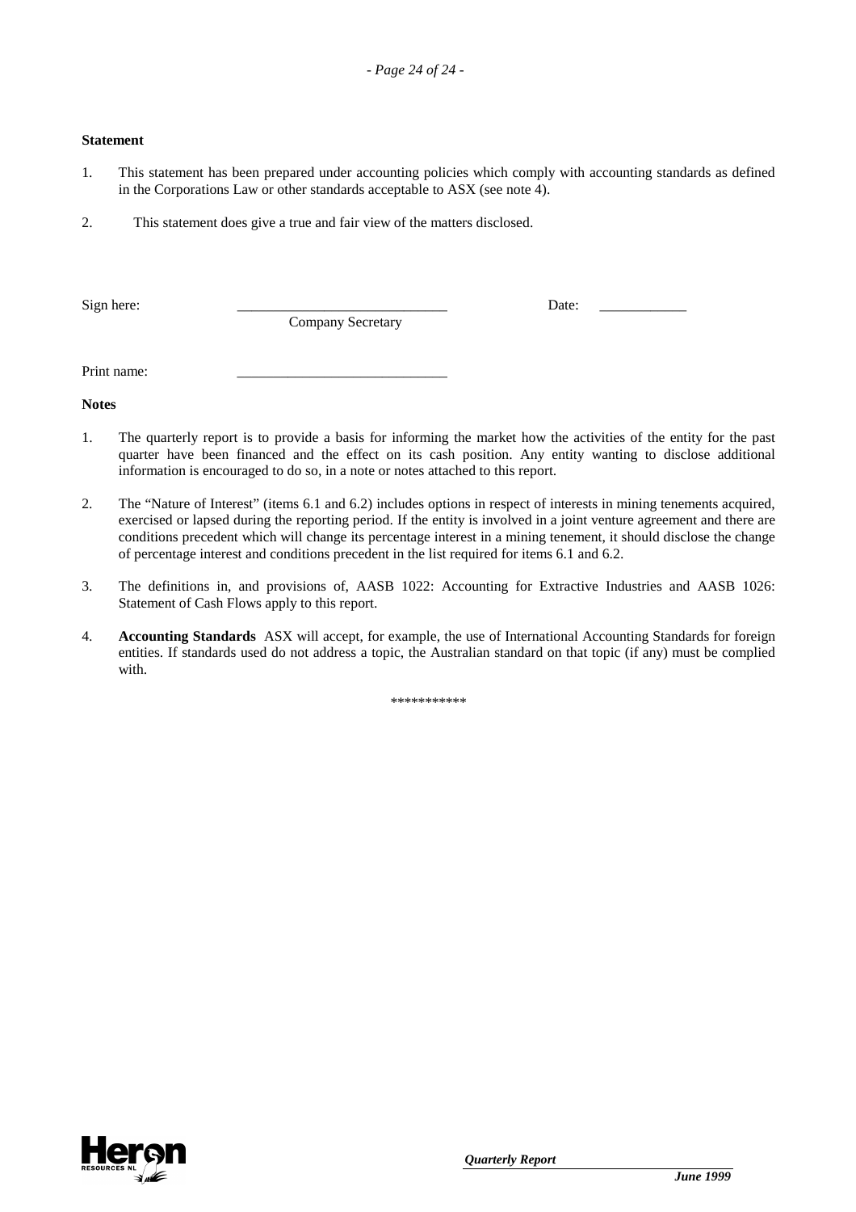**Statement**

1. This statement has been prepared under accounting policies which comply with accounting standards as defined in the Corporations Law or other standards acceptable to ASX (see note 4).

2. This statement does give a true and fair view of the matters disclosed.

Sign here: ............................................ Date: ....................
Company Secretary

Print name: ............................................

**Notes**

1. The quarterly report is to provide a basis for informing the market how the activities of the entity for the past quarter have been financed and the effect on its cash position. Any entity wanting to disclose additional information is encouraged to do so, in a note or notes attached to this report.

2. The "Nature of Interest" (items 6.1 and 6.2) includes options in respect of interests in mining tenements acquired, exercised or lapsed during the reporting period. If the entity is involved in a joint venture agreement and there are conditions precedent which will change its percentage interest in a mining tenement, it should disclose the change of percentage interest and conditions precedent in the list required for items 6.1 and 6.2.

3. The definitions in, and provisions of, AASB 1022: Accounting for Extractive Industries and AASB 1026: Statement of Cash Flows apply to this report.

4. **Accounting Standards** ASX will accept, for example, the use of International Accounting Standards for foreign entities. If standards used do not address a topic, the Australian standard on that topic (if any) must be complied with.

***********